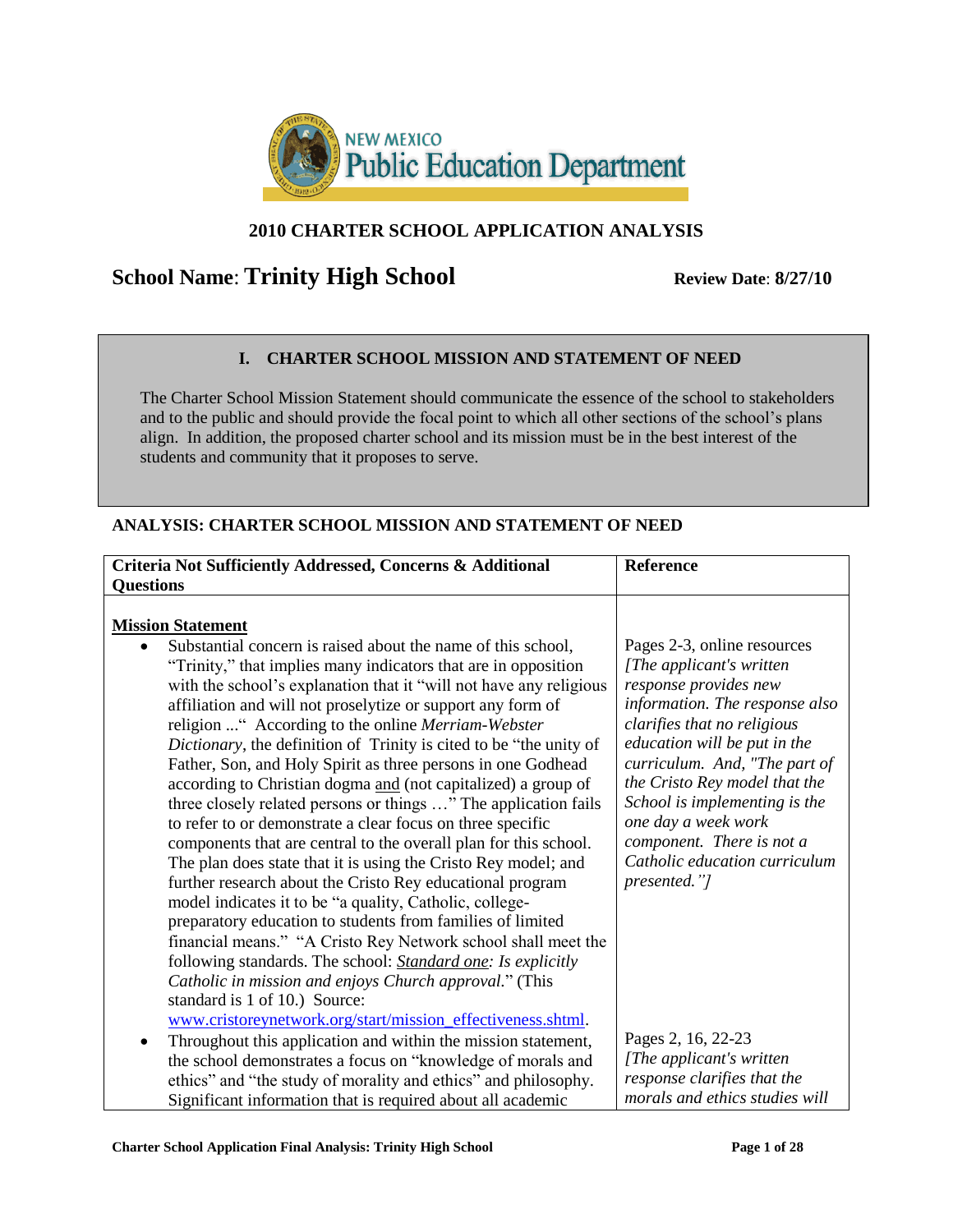NEW MEXICO Public Education Department

## 2010 CHARTER SCHOOL APPLICATION ANALYSIS

**School Name**: **Trinity High School** **Review Date**: **8/27/10**

### I. CHARTER SCHOOL MISSION AND STATEMENT OF NEED

The Charter School Mission Statement should communicate the essence of the school to stakeholders and to the public and should provide the focal point to which all other sections of the school's plans align. In addition, the proposed charter school and its mission must be in the best interest of the students and community that it proposes to serve.

### ANALYSIS: CHARTER SCHOOL MISSION AND STATEMENT OF NEED

| Criteria Not Sufficiently Addressed, Concerns & Additional Questions | Reference |
|---|---|
| **Mission Statement** | |
| • Substantial concern is raised about the name of this school, "Trinity," that implies many indicators that are in opposition with the school's explanation that it "will not have any religious affiliation and will not proselytize or support any form of religion ..." According to the online *Merriam-Webster Dictionary*, the definition of Trinity is cited to be "the unity of Father, Son, and Holy Spirit as three persons in one Godhead according to Christian dogma and (not capitalized) a group of three closely related persons or things …" The application fails to refer to or demonstrate a clear focus on three specific components that are central to the overall plan for this school. The plan does state that it is using the Cristo Rey model; and further research about the Cristo Rey educational program model indicates it to be "a quality, Catholic, college-preparatory education to students from families of limited financial means." "A Cristo Rey Network school shall meet the following standards. The school: *Standard one: Is explicitly Catholic in mission and enjoys Church approval.*" (This standard is 1 of 10.) Source: www.cristoreynetwork.org/start/mission_effectiveness.shtml. | Pages 2-3, online resources *[The applicant's written response provides new information. The response also clarifies that no religious education will be put in the curriculum. And, "The part of the Cristo Rey model that the School is implementing is the one day a week work component. There is not a Catholic education curriculum presented."]* |
| • Throughout this application and within the mission statement, the school demonstrates a focus on "knowledge of morals and ethics" and "the study of morality and ethics" and philosophy. Significant information that is required about all academic | Pages 2, 16, 22-23 *[The applicant's written response clarifies that the morals and ethics studies will* |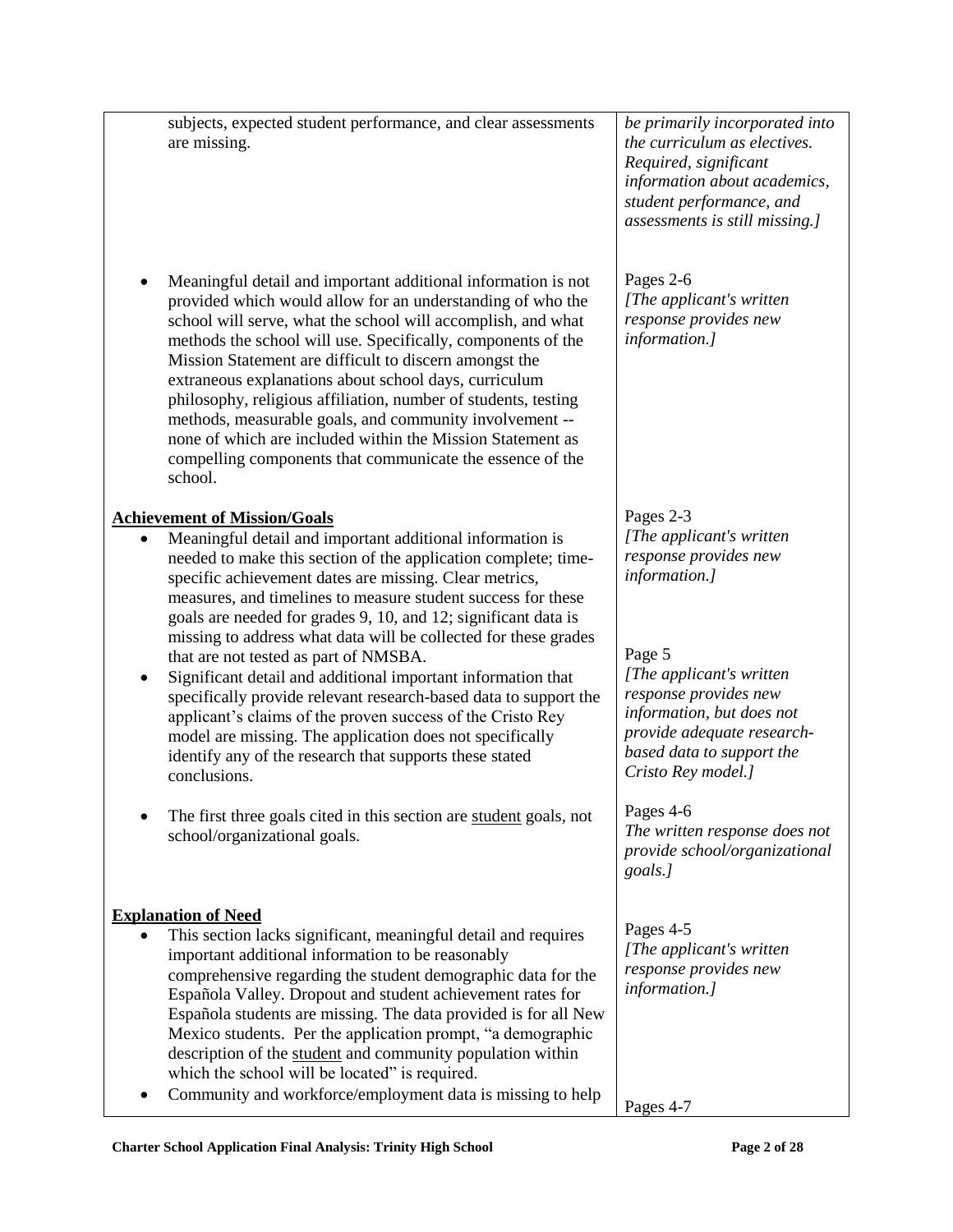| | |
|---|---|
| subjects, expected student performance, and clear assessments are missing. | *be primarily incorporated into the curriculum as electives. Required, significant information about academics, student performance, and assessments is still missing.]* |
| • Meaningful detail and important additional information is not provided which would allow for an understanding of who the school will serve, what the school will accomplish, and what methods the school will use. Specifically, components of the Mission Statement are difficult to discern amongst the extraneous explanations about school days, curriculum philosophy, religious affiliation, number of students, testing methods, measurable goals, and community involvement -- none of which are included within the Mission Statement as compelling components that communicate the essence of the school. | Pages 2-6 *[The applicant's written response provides new information.]* |
| **<u>Achievement of Mission/Goals</u>** <br> • Meaningful detail and important additional information is needed to make this section of the application complete; time-specific achievement dates are missing. Clear metrics, measures, and timelines to measure student success for these goals are needed for grades 9, 10, and 12; significant data is missing to address what data will be collected for these grades that are not tested as part of NMSBA. | Pages 2-3 *[The applicant's written response provides new information.]* |
| • Significant detail and additional important information that specifically provide relevant research-based data to support the applicant's claims of the proven success of the Cristo Rey model are missing. The application does not specifically identify any of the research that supports these stated conclusions. | Page 5 *[The applicant's written response provides new information, but does not provide adequate research-based data to support the Cristo Rey model.]* |
| • The first three goals cited in this section are <u>student</u> goals, not school/organizational goals. | Pages 4-6 *The written response does not provide school/organizational goals.]* |
| **<u>Explanation of Need</u>** <br> • This section lacks significant, meaningful detail and requires important additional information to be reasonably comprehensive regarding the student demographic data for the Española Valley. Dropout and student achievement rates for Española students are missing. The data provided is for all New Mexico students. Per the application prompt, "a demographic description of the <u>student</u> and community population within which the school will be located" is required. | Pages 4-5 *[The applicant's written response provides new information.]* |
| • Community and workforce/employment data is missing to help | Pages 4-7 |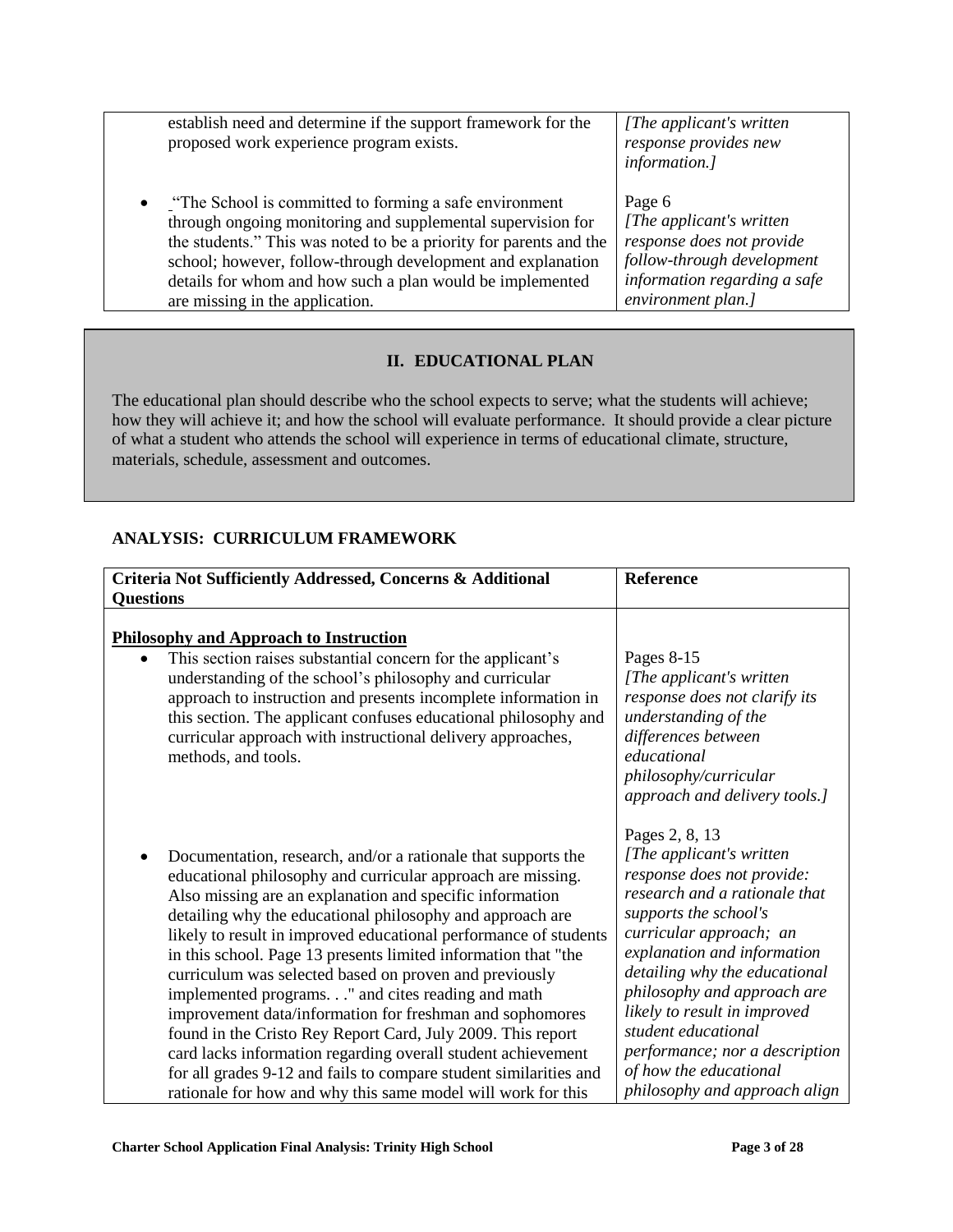| | |
|---|---|
| establish need and determine if the support framework for the proposed work experience program exists. | *[The applicant's written response provides new information.]* |
| • "The School is committed to forming a safe environment through ongoing monitoring and supplemental supervision for the students." This was noted to be a priority for parents and the school; however, follow-through development and explanation details for whom and how such a plan would be implemented are missing in the application. | Page 6 *[The applicant's written response does not provide follow-through development information regarding a safe environment plan.]* |

## II. EDUCATIONAL PLAN

The educational plan should describe who the school expects to serve; what the students will achieve; how they will achieve it; and how the school will evaluate performance. It should provide a clear picture of what a student who attends the school will experience in terms of educational climate, structure, materials, schedule, assessment and outcomes.

### ANALYSIS: CURRICULUM FRAMEWORK

| Criteria Not Sufficiently Addressed, Concerns & Additional Questions | Reference |
|---|---|
| <u>**Philosophy and Approach to Instruction**</u> • This section raises substantial concern for the applicant's understanding of the school's philosophy and curricular approach to instruction and presents incomplete information in this section. The applicant confuses educational philosophy and curricular approach with instructional delivery approaches, methods, and tools. | Pages 8-15 *[The applicant's written response does not clarify its understanding of the differences between educational philosophy/curricular approach and delivery tools.]* |
| • Documentation, research, and/or a rationale that supports the educational philosophy and curricular approach are missing. Also missing are an explanation and specific information detailing why the educational philosophy and approach are likely to result in improved educational performance of students in this school. Page 13 presents limited information that "the curriculum was selected based on proven and previously implemented programs. . ." and cites reading and math improvement data/information for freshman and sophomores found in the Cristo Rey Report Card, July 2009. This report card lacks information regarding overall student achievement for all grades 9-12 and fails to compare student similarities and rationale for how and why this same model will work for this | Pages 2, 8, 13 *[The applicant's written response does not provide: research and a rationale that supports the school's curricular approach; an explanation and information detailing why the educational philosophy and approach are likely to result in improved student educational performance; nor a description of how the educational philosophy and approach align* |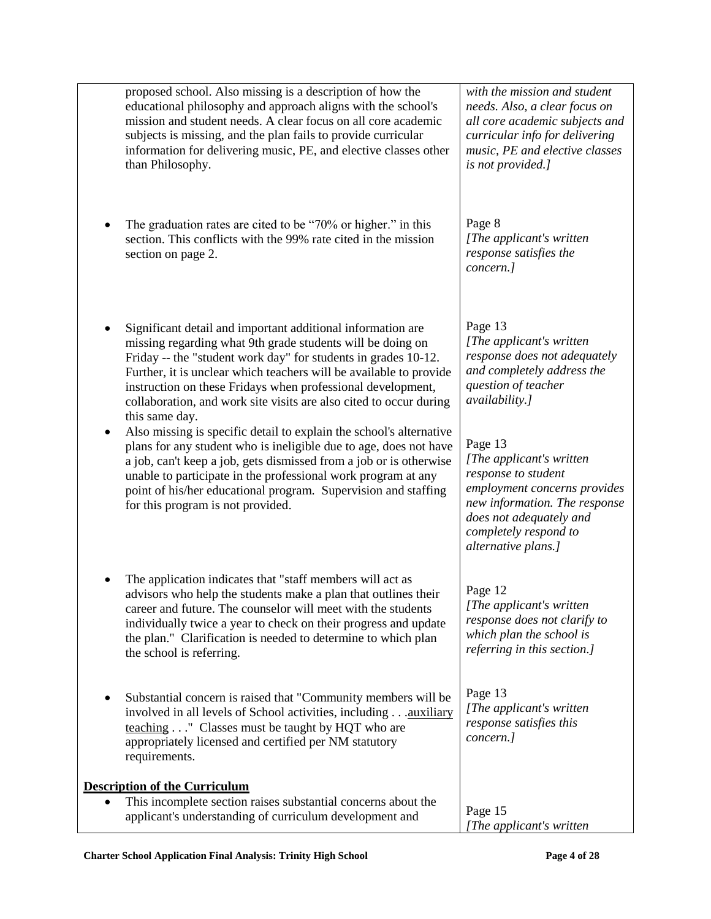| | |
|---|---|
| proposed school. Also missing is a description of how the educational philosophy and approach aligns with the school's mission and student needs. A clear focus on all core academic subjects is missing, and the plan fails to provide curricular information for delivering music, PE, and elective classes other than Philosophy. | *with the mission and student needs. Also, a clear focus on all core academic subjects and curricular info for delivering music, PE and elective classes is not provided.]* |
| • The graduation rates are cited to be "70% or higher." in this section. This conflicts with the 99% rate cited in the mission section on page 2. | Page 8<br>*[The applicant's written response satisfies the concern.]* |
| • Significant detail and important additional information are missing regarding what 9th grade students will be doing on Friday -- the "student work day" for students in grades 10-12. Further, it is unclear which teachers will be available to provide instruction on these Fridays when professional development, collaboration, and work site visits are also cited to occur during this same day. | Page 13<br>*[The applicant's written response does not adequately and completely address the question of teacher availability.]* |
| • Also missing is specific detail to explain the school's alternative plans for any student who is ineligible due to age, does not have a job, can't keep a job, gets dismissed from a job or is otherwise unable to participate in the professional work program at any point of his/her educational program. Supervision and staffing for this program is not provided. | Page 13<br>*[The applicant's written response to student employment concerns provides new information. The response does not adequately and completely respond to alternative plans.]* |
| • The application indicates that "staff members will act as advisors who help the students make a plan that outlines their career and future. The counselor will meet with the students individually twice a year to check on their progress and update the plan." Clarification is needed to determine to which plan the school is referring. | Page 12<br>*[The applicant's written response does not clarify to which plan the school is referring in this section.]* |
| • Substantial concern is raised that "Community members will be involved in all levels of School activities, including . . .<u>auxiliary teaching</u> . . ." Classes must be taught by HQT who are appropriately licensed and certified per NM statutory requirements. | Page 13<br>*[The applicant's written response satisfies this concern.]* |
| **<u>Description of the Curriculum</u>**<br>• This incomplete section raises substantial concerns about the applicant's understanding of curriculum development and | Page 15<br>*[The applicant's written* |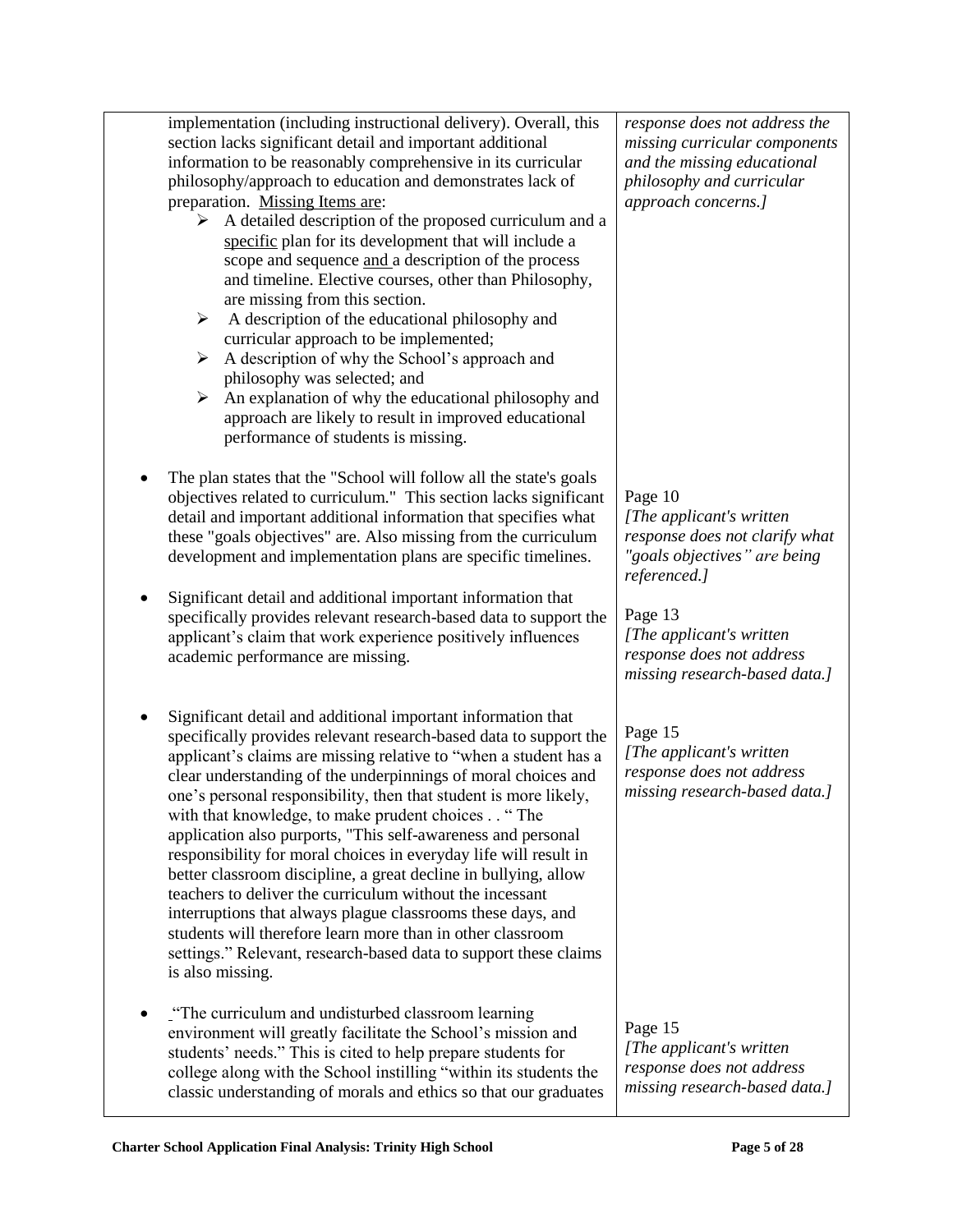| | |
|---|---|
| implementation (including instructional delivery). Overall, this section lacks significant detail and important additional information to be reasonably comprehensive in its curricular philosophy/approach to education and demonstrates lack of preparation. Missing Items are:<br>➢ A detailed description of the proposed curriculum and a specific plan for its development that will include a scope and sequence and a description of the process and timeline. Elective courses, other than Philosophy, are missing from this section.<br>➢ A description of the educational philosophy and curricular approach to be implemented;<br>➢ A description of why the School's approach and philosophy was selected; and<br>➢ An explanation of why the educational philosophy and approach are likely to result in improved educational performance of students is missing. | *response does not address the missing curricular components and the missing educational philosophy and curricular approach concerns.]* |
| • The plan states that the "School will follow all the state's goals objectives related to curriculum." This section lacks significant detail and important additional information that specifies what these "goals objectives" are. Also missing from the curriculum development and implementation plans are specific timelines. | Page 10<br>*[The applicant's written response does not clarify what "goals objectives" are being referenced.]* |
| • Significant detail and additional important information that specifically provides relevant research-based data to support the applicant's claim that work experience positively influences academic performance are missing. | Page 13<br>*[The applicant's written response does not address missing research-based data.]* |
| • Significant detail and additional important information that specifically provides relevant research-based data to support the applicant's claims are missing relative to "when a student has a clear understanding of the underpinnings of moral choices and one's personal responsibility, then that student is more likely, with that knowledge, to make prudent choices . . " The application also purports, "This self-awareness and personal responsibility for moral choices in everyday life will result in better classroom discipline, a great decline in bullying, allow teachers to deliver the curriculum without the incessant interruptions that always plague classrooms these days, and students will therefore learn more than in other classroom settings." Relevant, research-based data to support these claims is also missing. | Page 15<br>*[The applicant's written response does not address missing research-based data.]* |
| • "The curriculum and undisturbed classroom learning environment will greatly facilitate the School's mission and students' needs." This is cited to help prepare students for college along with the School instilling "within its students the classic understanding of morals and ethics so that our graduates | Page 15<br>*[The applicant's written response does not address missing research-based data.]* |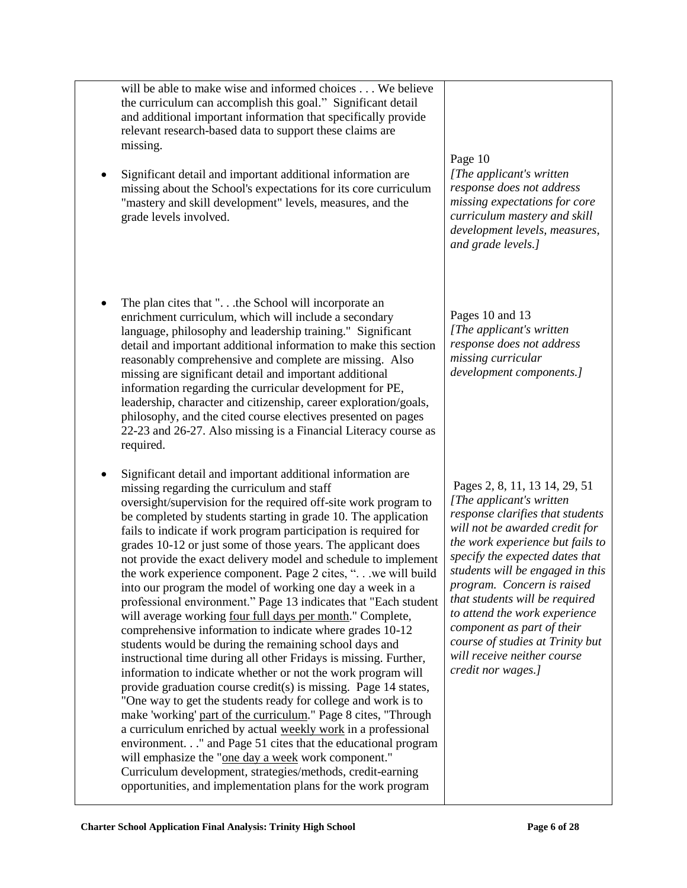| | |
|---|---|
| will be able to make wise and informed choices . . . We believe the curriculum can accomplish this goal." Significant detail and additional important information that specifically provide relevant research-based data to support these claims are missing. | |
| • Significant detail and important additional information are missing about the School's expectations for its core curriculum "mastery and skill development" levels, measures, and the grade levels involved. | Page 10<br>*[The applicant's written response does not address missing expectations for core curriculum mastery and skill development levels, measures, and grade levels.]* |
| • The plan cites that ". . .the School will incorporate an enrichment curriculum, which will include a secondary language, philosophy and leadership training." Significant detail and important additional information to make this section reasonably comprehensive and complete are missing. Also missing are significant detail and important additional information regarding the curricular development for PE, leadership, character and citizenship, career exploration/goals, philosophy, and the cited course electives presented on pages 22-23 and 26-27. Also missing is a Financial Literacy course as required. | Pages 10 and 13<br>*[The applicant's written response does not address missing curricular development components.]* |
| • Significant detail and important additional information are missing regarding the curriculum and staff oversight/supervision for the required off-site work program to be completed by students starting in grade 10. The application fails to indicate if work program participation is required for grades 10-12 or just some of those years. The applicant does not provide the exact delivery model and schedule to implement the work experience component. Page 2 cites, ". . .we will build into our program the model of working one day a week in a professional environment." Page 13 indicates that "Each student will average working <u>four full days per month</u>." Complete, comprehensive information to indicate where grades 10-12 students would be during the remaining school days and instructional time during all other Fridays is missing. Further, information to indicate whether or not the work program will provide graduation course credit(s) is missing. Page 14 states, "One way to get the students ready for college and work is to make 'working' <u>part of the curriculum</u>." Page 8 cites, "Through a curriculum enriched by actual <u>weekly work</u> in a professional environment. . ." and Page 51 cites that the educational program will emphasize the "<u>one day a week</u> work component." Curriculum development, strategies/methods, credit-earning opportunities, and implementation plans for the work program | Pages 2, 8, 11, 13 14, 29, 51<br>*[The applicant's written response clarifies that students will not be awarded credit for the work experience but fails to specify the expected dates that students will be engaged in this program. Concern is raised that students will be required to attend the work experience component as part of their course of studies at Trinity but will receive neither course credit nor wages.]* |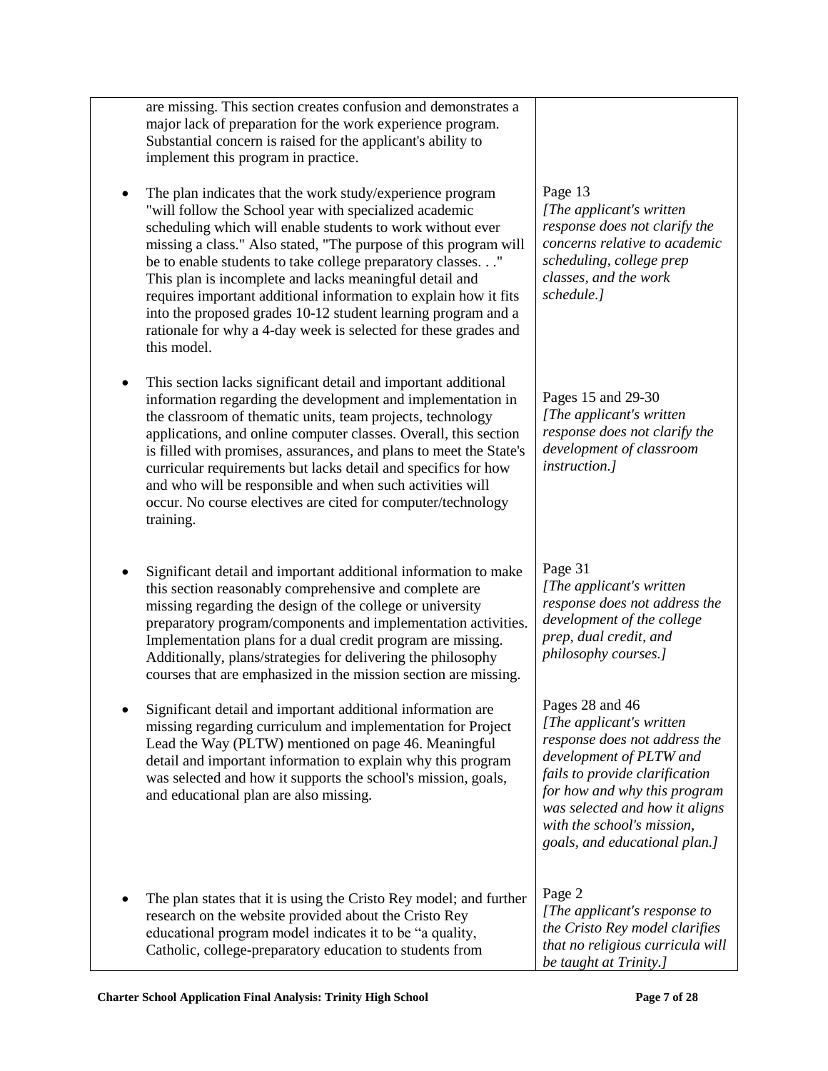| | |
|---|---|
| are missing. This section creates confusion and demonstrates a major lack of preparation for the work experience program. Substantial concern is raised for the applicant's ability to implement this program in practice. | |
| • The plan indicates that the work study/experience program "will follow the School year with specialized academic scheduling which will enable students to work without ever missing a class." Also stated, "The purpose of this program will be to enable students to take college preparatory classes. . ." This plan is incomplete and lacks meaningful detail and requires important additional information to explain how it fits into the proposed grades 10-12 student learning program and a rationale for why a 4-day week is selected for these grades and this model. | Page 13 *[The applicant's written response does not clarify the concerns relative to academic scheduling, college prep classes, and the work schedule.]* |
| • This section lacks significant detail and important additional information regarding the development and implementation in the classroom of thematic units, team projects, technology applications, and online computer classes. Overall, this section is filled with promises, assurances, and plans to meet the State's curricular requirements but lacks detail and specifics for how and who will be responsible and when such activities will occur. No course electives are cited for computer/technology training. | Pages 15 and 29-30 *[The applicant's written response does not clarify the development of classroom instruction.]* |
| • Significant detail and important additional information to make this section reasonably comprehensive and complete are missing regarding the design of the college or university preparatory program/components and implementation activities. Implementation plans for a dual credit program are missing. Additionally, plans/strategies for delivering the philosophy courses that are emphasized in the mission section are missing. | Page 31 *[The applicant's written response does not address the development of the college prep, dual credit, and philosophy courses.]* |
| • Significant detail and important additional information are missing regarding curriculum and implementation for Project Lead the Way (PLTW) mentioned on page 46. Meaningful detail and important information to explain why this program was selected and how it supports the school's mission, goals, and educational plan are also missing. | Pages 28 and 46 *[The applicant's written response does not address the development of PLTW and fails to provide clarification for how and why this program was selected and how it aligns with the school's mission, goals, and educational plan.]* |
| • The plan states that it is using the Cristo Rey model; and further research on the website provided about the Cristo Rey educational program model indicates it to be "a quality, Catholic, college-preparatory education to students from | Page 2 *[The applicant's response to the Cristo Rey model clarifies that no religious curricula will be taught at Trinity.]* |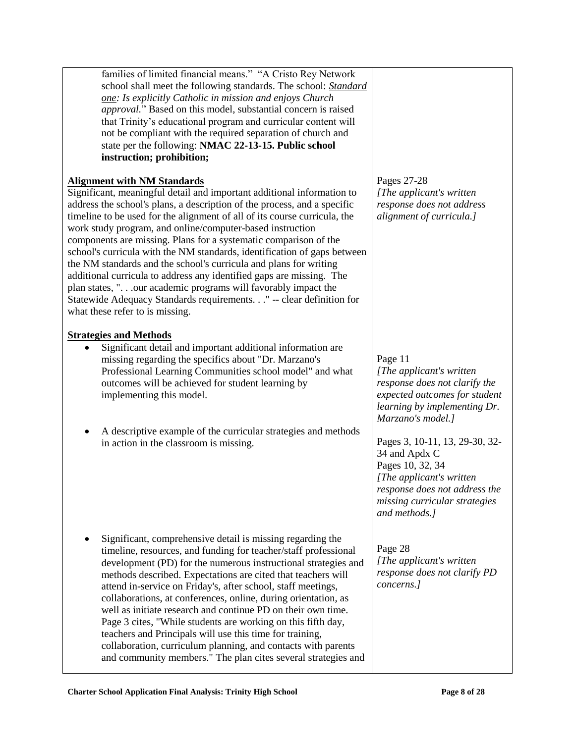| | |
|---|---|
| families of limited financial means." "A Cristo Rey Network school shall meet the following standards. The school: ***Standard one**: Is explicitly Catholic in mission and enjoys Church approval.*" Based on this model, substantial concern is raised that Trinity's educational program and curricular content will not be compliant with the required separation of church and state per the following: **NMAC 22-13-15. Public school instruction; prohibition;** | |
| **Alignment with NM Standards**<br>Significant, meaningful detail and important additional information to address the school's plans, a description of the process, and a specific timeline to be used for the alignment of all of its course curricula, the work study program, and online/computer-based instruction components are missing. Plans for a systematic comparison of the school's curricula with the NM standards, identification of gaps between the NM standards and the school's curricula and plans for writing additional curricula to address any identified gaps are missing. The plan states, ". . .our academic programs will favorably impact the Statewide Adequacy Standards requirements. . ." -- clear definition for what these refer to is missing. | Pages 27-28<br>*[The applicant's written response does not address alignment of curricula.]* |
| **Strategies and Methods**<br>• Significant detail and important additional information are missing regarding the specifics about "Dr. Marzano's Professional Learning Communities school model" and what outcomes will be achieved for student learning by implementing this model. | Page 11<br>*[The applicant's written response does not clarify the expected outcomes for student learning by implementing Dr. Marzano's model.]* |
| • A descriptive example of the curricular strategies and methods in action in the classroom is missing. | Pages 3, 10-11, 13, 29-30, 32-34 and Apdx C<br>Pages 10, 32, 34<br>*[The applicant's written response does not address the missing curricular strategies and methods.]* |
| • Significant, comprehensive detail is missing regarding the timeline, resources, and funding for teacher/staff professional development (PD) for the numerous instructional strategies and methods described. Expectations are cited that teachers will attend in-service on Friday's, after school, staff meetings, collaborations, at conferences, online, during orientation, as well as initiate research and continue PD on their own time. Page 3 cites, "While students are working on this fifth day, teachers and Principals will use this time for training, collaboration, curriculum planning, and contacts with parents and community members." The plan cites several strategies and | Page 28<br>*[The applicant's written response does not clarify PD concerns.]* |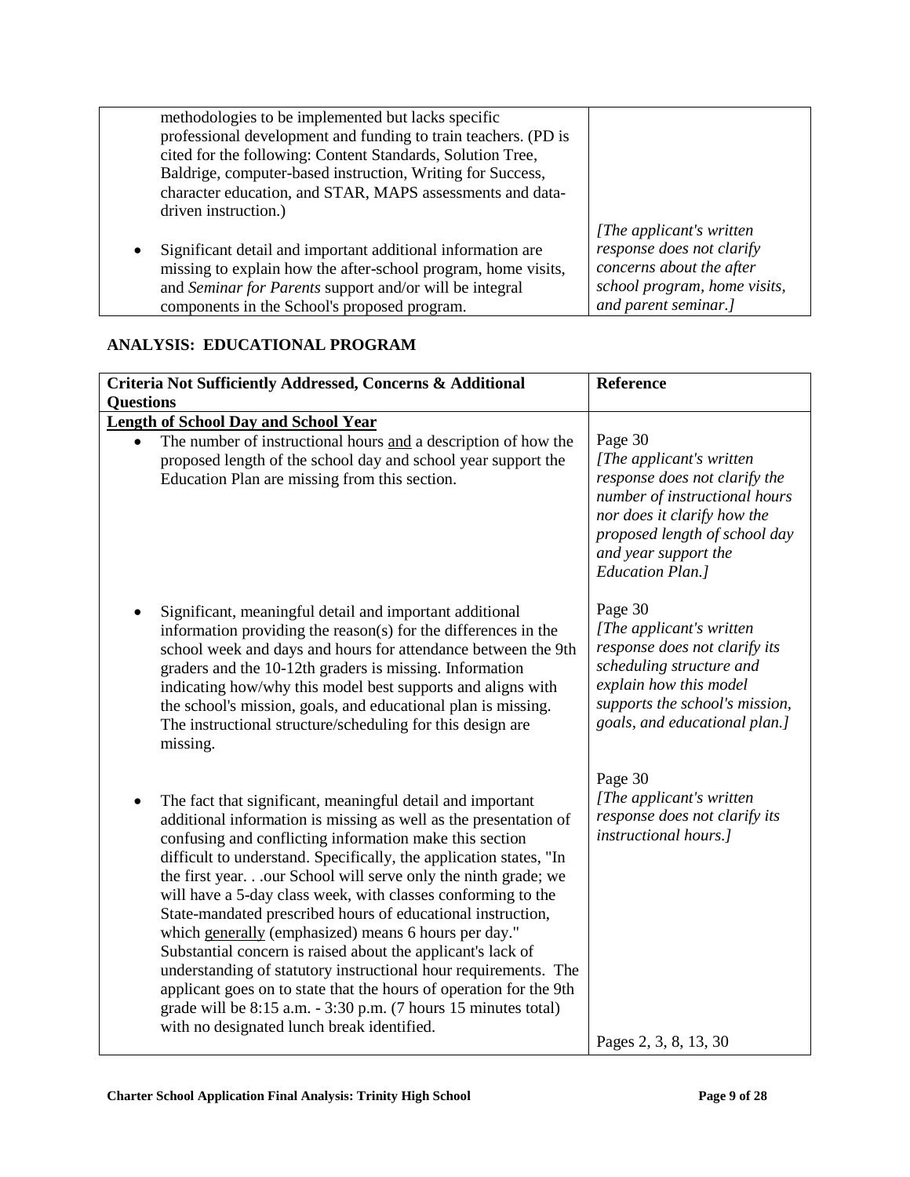| | |
|---|---|
| methodologies to be implemented but lacks specific professional development and funding to train teachers. (PD is cited for the following: Content Standards, Solution Tree, Baldrige, computer-based instruction, Writing for Success, character education, and STAR, MAPS assessments and data-driven instruction.)<br><br>• Significant detail and important additional information are missing to explain how the after-school program, home visits, and *Seminar for Parents* support and/or will be integral components in the School's proposed program. | *[The applicant's written response does not clarify concerns about the after school program, home visits, and parent seminar.]* |

## ANALYSIS: EDUCATIONAL PROGRAM

| Criteria Not Sufficiently Addressed, Concerns & Additional Questions | Reference |
|---|---|
| **Length of School Day and School Year** | |
| • The number of instructional hours and a description of how the proposed length of the school day and school year support the Education Plan are missing from this section. | Page 30<br>*[The applicant's written response does not clarify the number of instructional hours nor does it clarify how the proposed length of school day and year support the Education Plan.]* |
| • Significant, meaningful detail and important additional information providing the reason(s) for the differences in the school week and days and hours for attendance between the 9th graders and the 10-12th graders is missing. Information indicating how/why this model best supports and aligns with the school's mission, goals, and educational plan is missing. The instructional structure/scheduling for this design are missing. | Page 30<br>*[The applicant's written response does not clarify its scheduling structure and explain how this model supports the school's mission, goals, and educational plan.]* |
| • The fact that significant, meaningful detail and important additional information is missing as well as the presentation of confusing and conflicting information make this section difficult to understand. Specifically, the application states, "In the first year. . .our School will serve only the ninth grade; we will have a 5-day class week, with classes conforming to the State-mandated prescribed hours of educational instruction, which generally (emphasized) means 6 hours per day." Substantial concern is raised about the applicant's lack of understanding of statutory instructional hour requirements. The applicant goes on to state that the hours of operation for the 9th grade will be 8:15 a.m. - 3:30 p.m. (7 hours 15 minutes total) with no designated lunch break identified. | Page 30<br>*[The applicant's written response does not clarify its instructional hours.]*<br><br>Pages 2, 3, 8, 13, 30 |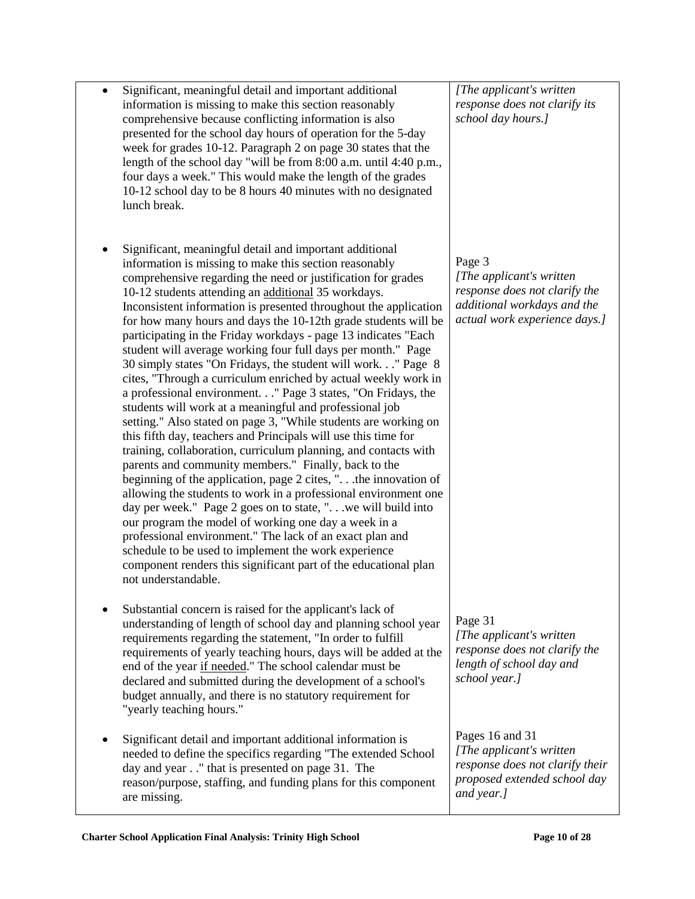| | |
|---|---|
| • Significant, meaningful detail and important additional information is missing to make this section reasonably comprehensive because conflicting information is also presented for the school day hours of operation for the 5-day week for grades 10-12. Paragraph 2 on page 30 states that the length of the school day "will be from 8:00 a.m. until 4:40 p.m., four days a week." This would make the length of the grades 10-12 school day to be 8 hours 40 minutes with no designated lunch break. | *[The applicant's written response does not clarify its school day hours.]* |
| • Significant, meaningful detail and important additional information is missing to make this section reasonably comprehensive regarding the need or justification for grades 10-12 students attending an <u>additional</u> 35 workdays. Inconsistent information is presented throughout the application for how many hours and days the 10-12th grade students will be participating in the Friday workdays - page 13 indicates "Each student will average working four full days per month." Page 30 simply states "On Fridays, the student will work. . ." Page 8 cites, "Through a curriculum enriched by actual weekly work in a professional environment. . ." Page 3 states, "On Fridays, the students will work at a meaningful and professional job setting." Also stated on page 3, "While students are working on this fifth day, teachers and Principals will use this time for training, collaboration, curriculum planning, and contacts with parents and community members." Finally, back to the beginning of the application, page 2 cites, ". . .the innovation of allowing the students to work in a professional environment one day per week." Page 2 goes on to state, ". . .we will build into our program the model of working one day a week in a professional environment." The lack of an exact plan and schedule to be used to implement the work experience component renders this significant part of the educational plan not understandable. | Page 3 *[The applicant's written response does not clarify the additional workdays and the actual work experience days.]* |
| • Substantial concern is raised for the applicant's lack of understanding of length of school day and planning school year requirements regarding the statement, "In order to fulfill requirements of yearly teaching hours, days will be added at the end of the year <u>if needed</u>." The school calendar must be declared and submitted during the development of a school's budget annually, and there is no statutory requirement for "yearly teaching hours." | Page 31 *[The applicant's written response does not clarify the length of school day and school year.]* |
| • Significant detail and important additional information is needed to define the specifics regarding "The extended School day and year . ." that is presented on page 31. The reason/purpose, staffing, and funding plans for this component are missing. | Pages 16 and 31 *[The applicant's written response does not clarify their proposed extended school day and year.]* |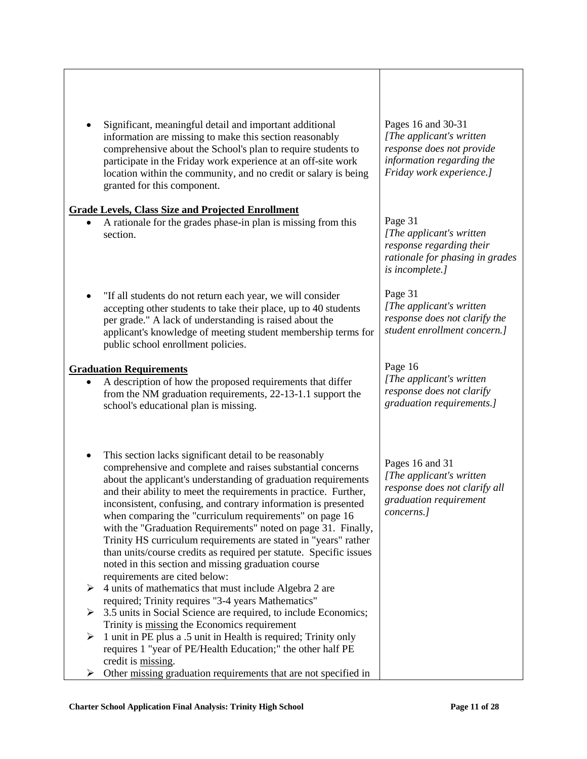| | |
|---|---|
| • Significant, meaningful detail and important additional information are missing to make this section reasonably comprehensive about the School's plan to require students to participate in the Friday work experience at an off-site work location within the community, and no credit or salary is being granted for this component. | Pages 16 and 30-31 *[The applicant's written response does not provide information regarding the Friday work experience.]* |
| **<u>Grade Levels, Class Size and Projected Enrollment</u>** • A rationale for the grades phase-in plan is missing from this section. | Page 31 *[The applicant's written response regarding their rationale for phasing in grades is incomplete.]* |
| • "If all students do not return each year, we will consider accepting other students to take their place, up to 40 students per grade." A lack of understanding is raised about the applicant's knowledge of meeting student membership terms for public school enrollment policies. | Page 31 *[The applicant's written response does not clarify the student enrollment concern.]* |
| **<u>Graduation Requirements</u>** • A description of how the proposed requirements that differ from the NM graduation requirements, 22-13-1.1 support the school's educational plan is missing. | Page 16 *[The applicant's written response does not clarify graduation requirements.]* |
| • This section lacks significant detail to be reasonably comprehensive and complete and raises substantial concerns about the applicant's understanding of graduation requirements and their ability to meet the requirements in practice. Further, inconsistent, confusing, and contrary information is presented when comparing the "curriculum requirements" on page 16 with the "Graduation Requirements" noted on page 31. Finally, Trinity HS curriculum requirements are stated in "years" rather than units/course credits as required per statute. Specific issues noted in this section and missing graduation course requirements are cited below: ➢ 4 units of mathematics that must include Algebra 2 are required; Trinity requires "3-4 years Mathematics" ➢ 3.5 units in Social Science are required, to include Economics; Trinity is <u>missing</u> the Economics requirement ➢ 1 unit in PE plus a .5 unit in Health is required; Trinity only requires 1 "year of PE/Health Education;" the other half PE credit is <u>missing</u>. ➢ Other <u>missing</u> graduation requirements that are not specified in | Pages 16 and 31 *[The applicant's written response does not clarify all graduation requirement concerns.]* |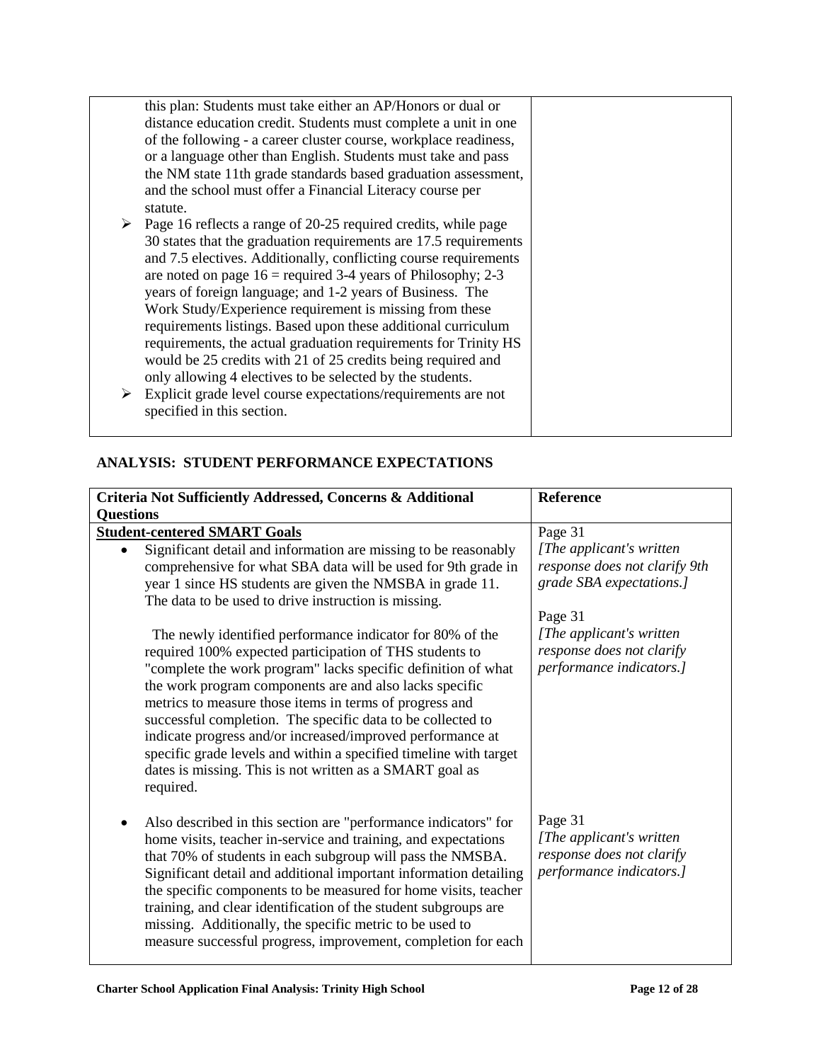| | |
|---|---|
| this plan: Students must take either an AP/Honors or dual or distance education credit. Students must complete a unit in one of the following - a career cluster course, workplace readiness, or a language other than English. Students must take and pass the NM state 11th grade standards based graduation assessment, and the school must offer a Financial Literacy course per statute.<br>➢ Page 16 reflects a range of 20-25 required credits, while page 30 states that the graduation requirements are 17.5 requirements and 7.5 electives. Additionally, conflicting course requirements are noted on page 16 = required 3-4 years of Philosophy; 2-3 years of foreign language; and 1-2 years of Business. The Work Study/Experience requirement is missing from these requirements listings. Based upon these additional curriculum requirements, the actual graduation requirements for Trinity HS would be 25 credits with 21 of 25 credits being required and only allowing 4 electives to be selected by the students.<br>➢ Explicit grade level course expectations/requirements are not specified in this section. | |

## ANALYSIS: STUDENT PERFORMANCE EXPECTATIONS

| Criteria Not Sufficiently Addressed, Concerns & Additional Questions | Reference |
|---|---|
| **Student-centered SMART Goals**<br>• Significant detail and information are missing to be reasonably comprehensive for what SBA data will be used for 9th grade in year 1 since HS students are given the NMSBA in grade 11. The data to be used to drive instruction is missing.<br><br>The newly identified performance indicator for 80% of the required 100% expected participation of THS students to "complete the work program" lacks specific definition of what the work program components are and also lacks specific metrics to measure those items in terms of progress and successful completion. The specific data to be collected to indicate progress and/or increased/improved performance at specific grade levels and within a specified timeline with target dates is missing. This is not written as a SMART goal as required. | Page 31<br>*[The applicant's written response does not clarify 9th grade SBA expectations.]*<br><br>Page 31<br>*[The applicant's written response does not clarify performance indicators.]* |
| • Also described in this section are "performance indicators" for home visits, teacher in-service and training, and expectations that 70% of students in each subgroup will pass the NMSBA. Significant detail and additional important information detailing the specific components to be measured for home visits, teacher training, and clear identification of the student subgroups are missing. Additionally, the specific metric to be used to measure successful progress, improvement, completion for each | Page 31<br>*[The applicant's written response does not clarify performance indicators.]* |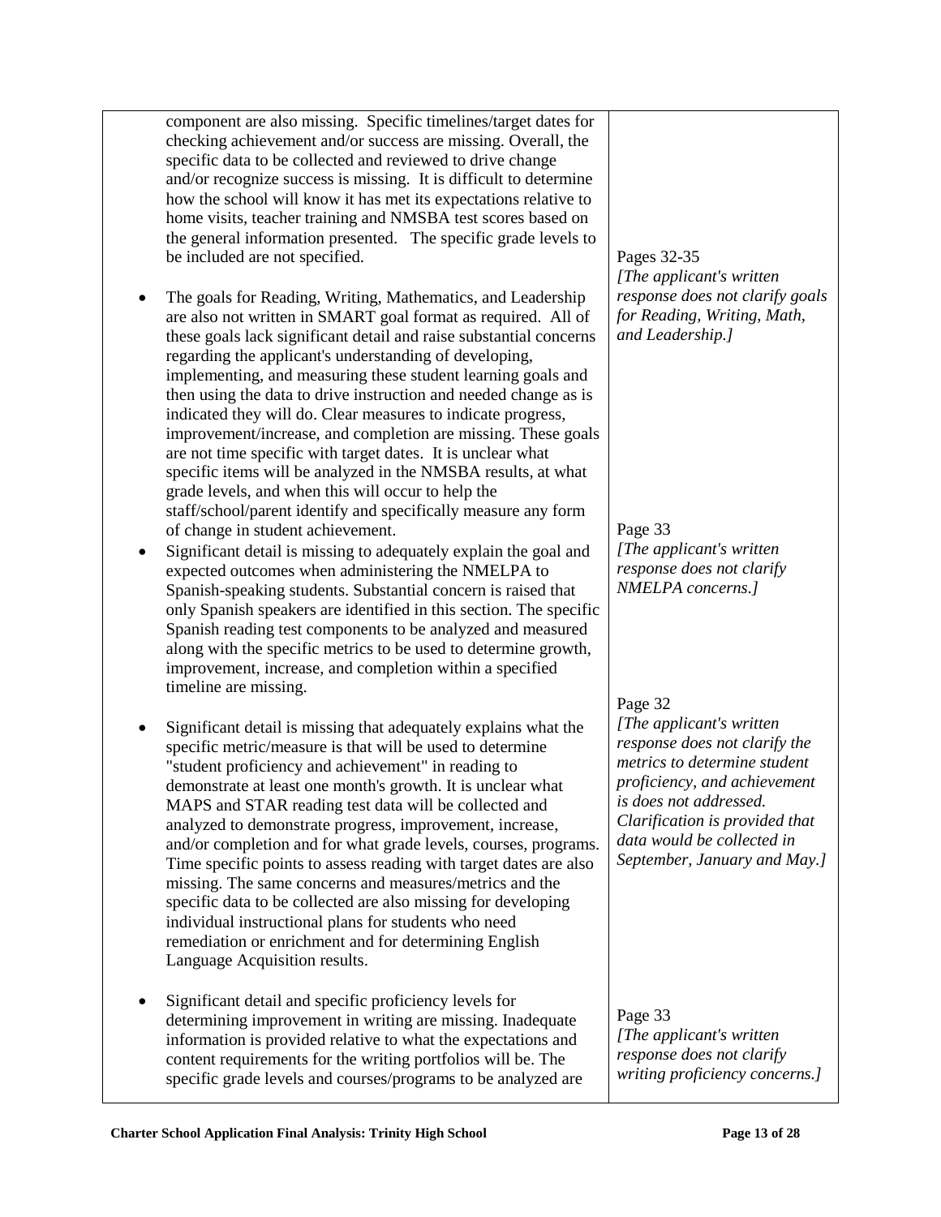| | |
|---|---|
| component are also missing. Specific timelines/target dates for checking achievement and/or success are missing. Overall, the specific data to be collected and reviewed to drive change and/or recognize success is missing. It is difficult to determine how the school will know it has met its expectations relative to home visits, teacher training and NMSBA test scores based on the general information presented. The specific grade levels to be included are not specified. | |
| • The goals for Reading, Writing, Mathematics, and Leadership are also not written in SMART goal format as required. All of these goals lack significant detail and raise substantial concerns regarding the applicant's understanding of developing, implementing, and measuring these student learning goals and then using the data to drive instruction and needed change as is indicated they will do. Clear measures to indicate progress, improvement/increase, and completion are missing. These goals are not time specific with target dates. It is unclear what specific items will be analyzed in the NMSBA results, at what grade levels, and when this will occur to help the staff/school/parent identify and specifically measure any form of change in student achievement. | Pages 32-35 *[The applicant's written response does not clarify goals for Reading, Writing, Math, and Leadership.]* |
| • Significant detail is missing to adequately explain the goal and expected outcomes when administering the NMELPA to Spanish-speaking students. Substantial concern is raised that only Spanish speakers are identified in this section. The specific Spanish reading test components to be analyzed and measured along with the specific metrics to be used to determine growth, improvement, increase, and completion within a specified timeline are missing. | Page 33 *[The applicant's written response does not clarify NMELPA concerns.]* |
| • Significant detail is missing that adequately explains what the specific metric/measure is that will be used to determine "student proficiency and achievement" in reading to demonstrate at least one month's growth. It is unclear what MAPS and STAR reading test data will be collected and analyzed to demonstrate progress, improvement, increase, and/or completion and for what grade levels, courses, programs. Time specific points to assess reading with target dates are also missing. The same concerns and measures/metrics and the specific data to be collected are also missing for developing individual instructional plans for students who need remediation or enrichment and for determining English Language Acquisition results. | Page 32 *[The applicant's written response does not clarify the metrics to determine student proficiency, and achievement is does not addressed. Clarification is provided that data would be collected in September, January and May.]* |
| • Significant detail and specific proficiency levels for determining improvement in writing are missing. Inadequate information is provided relative to what the expectations and content requirements for the writing portfolios will be. The specific grade levels and courses/programs to be analyzed are | Page 33 *[The applicant's written response does not clarify writing proficiency concerns.]* |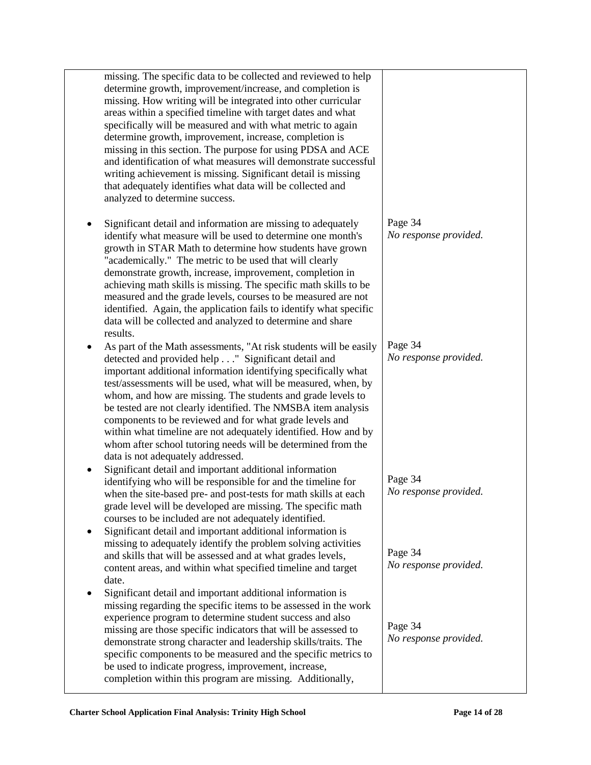| | |
|---|---|
| missing. The specific data to be collected and reviewed to help determine growth, improvement/increase, and completion is missing. How writing will be integrated into other curricular areas within a specified timeline with target dates and what specifically will be measured and with what metric to again determine growth, improvement, increase, completion is missing in this section. The purpose for using PDSA and ACE and identification of what measures will demonstrate successful writing achievement is missing. Significant detail is missing that adequately identifies what data will be collected and analyzed to determine success. | |
| • Significant detail and information are missing to adequately identify what measure will be used to determine one month's growth in STAR Math to determine how students have grown "academically." The metric to be used that will clearly demonstrate growth, increase, improvement, completion in achieving math skills is missing. The specific math skills to be measured and the grade levels, courses to be measured are not identified. Again, the application fails to identify what specific data will be collected and analyzed to determine and share results. | Page 34<br>*No response provided.* |
| • As part of the Math assessments, "At risk students will be easily detected and provided help . . ." Significant detail and important additional information identifying specifically what test/assessments will be used, what will be measured, when, by whom, and how are missing. The students and grade levels to be tested are not clearly identified. The NMSBA item analysis components to be reviewed and for what grade levels and within what timeline are not adequately identified. How and by whom after school tutoring needs will be determined from the data is not adequately addressed. | Page 34<br>*No response provided.* |
| • Significant detail and important additional information identifying who will be responsible for and the timeline for when the site-based pre- and post-tests for math skills at each grade level will be developed are missing. The specific math courses to be included are not adequately identified. | Page 34<br>*No response provided.* |
| • Significant detail and important additional information is missing to adequately identify the problem solving activities and skills that will be assessed and at what grades levels, content areas, and within what specified timeline and target date. | Page 34<br>*No response provided.* |
| • Significant detail and important additional information is missing regarding the specific items to be assessed in the work experience program to determine student success and also missing are those specific indicators that will be assessed to demonstrate strong character and leadership skills/traits. The specific components to be measured and the specific metrics to be used to indicate progress, improvement, increase, completion within this program are missing. Additionally, | Page 34<br>*No response provided.* |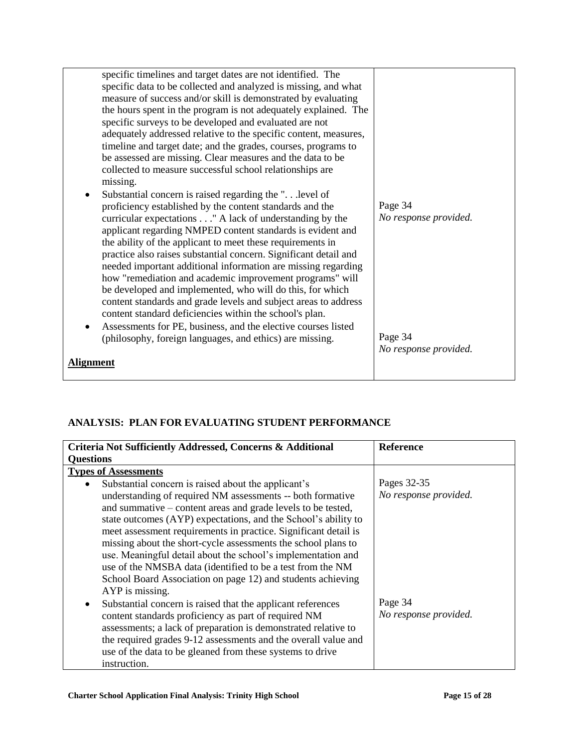| | |
|---|---|
| specific timelines and target dates are not identified. The specific data to be collected and analyzed is missing, and what measure of success and/or skill is demonstrated by evaluating the hours spent in the program is not adequately explained. The specific surveys to be developed and evaluated are not adequately addressed relative to the specific content, measures, timeline and target date; and the grades, courses, programs to be assessed are missing. Clear measures and the data to be collected to measure successful school relationships are missing. | |
| • Substantial concern is raised regarding the ". . .level of proficiency established by the content standards and the curricular expectations . . ." A lack of understanding by the applicant regarding NMPED content standards is evident and the ability of the applicant to meet these requirements in practice also raises substantial concern. Significant detail and needed important additional information are missing regarding how "remediation and academic improvement programs" will be developed and implemented, who will do this, for which content standards and grade levels and subject areas to address content standard deficiencies within the school's plan. | Page 34<br>*No response provided.* |
| • Assessments for PE, business, and the elective courses listed (philosophy, foreign languages, and ethics) are missing. | Page 34<br>*No response provided.* |
| **Alignment** | |

## ANALYSIS: PLAN FOR EVALUATING STUDENT PERFORMANCE

| Criteria Not Sufficiently Addressed, Concerns & Additional Questions | Reference |
|---|---|
| **Types of Assessments** | |
| • Substantial concern is raised about the applicant's understanding of required NM assessments -- both formative and summative – content areas and grade levels to be tested, state outcomes (AYP) expectations, and the School's ability to meet assessment requirements in practice. Significant detail is missing about the short-cycle assessments the school plans to use. Meaningful detail about the school's implementation and use of the NMSBA data (identified to be a test from the NM School Board Association on page 12) and students achieving AYP is missing. | Pages 32-35<br>*No response provided.* |
| • Substantial concern is raised that the applicant references content standards proficiency as part of required NM assessments; a lack of preparation is demonstrated relative to the required grades 9-12 assessments and the overall value and use of the data to be gleaned from these systems to drive instruction. | Page 34<br>*No response provided.* |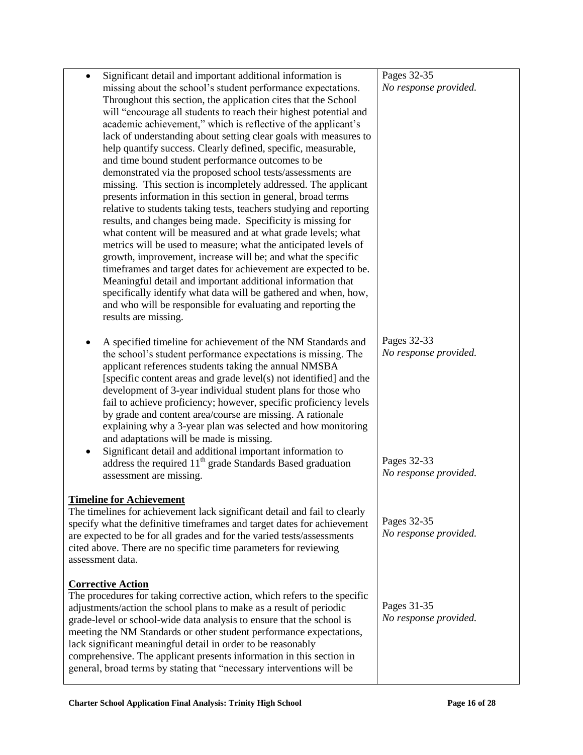| | |
|---|---|
| • Significant detail and important additional information is missing about the school's student performance expectations. Throughout this section, the application cites that the School will "encourage all students to reach their highest potential and academic achievement," which is reflective of the applicant's lack of understanding about setting clear goals with measures to help quantify success. Clearly defined, specific, measurable, and time bound student performance outcomes to be demonstrated via the proposed school tests/assessments are missing. This section is incompletely addressed. The applicant presents information in this section in general, broad terms relative to students taking tests, teachers studying and reporting results, and changes being made. Specificity is missing for what content will be measured and at what grade levels; what metrics will be used to measure; what the anticipated levels of growth, improvement, increase will be; and what the specific timeframes and target dates for achievement are expected to be. Meaningful detail and important additional information that specifically identify what data will be gathered and when, how, and who will be responsible for evaluating and reporting the results are missing. | Pages 32-35<br>*No response provided.* |
| • A specified timeline for achievement of the NM Standards and the school's student performance expectations is missing. The applicant references students taking the annual NMSBA [specific content areas and grade level(s) not identified] and the development of 3-year individual student plans for those who fail to achieve proficiency; however, specific proficiency levels by grade and content area/course are missing. A rationale explaining why a 3-year plan was selected and how monitoring and adaptations will be made is missing. | Pages 32-33<br>*No response provided.* |
| • Significant detail and additional important information to address the required 11th grade Standards Based graduation assessment are missing. | Pages 32-33<br>*No response provided.* |
| **Timeline for Achievement**<br>The timelines for achievement lack significant detail and fail to clearly specify what the definitive timeframes and target dates for achievement are expected to be for all grades and for the varied tests/assessments cited above. There are no specific time parameters for reviewing assessment data. | Pages 32-35<br>*No response provided.* |
| **Corrective Action**<br>The procedures for taking corrective action, which refers to the specific adjustments/action the school plans to make as a result of periodic grade-level or school-wide data analysis to ensure that the school is meeting the NM Standards or other student performance expectations, lack significant meaningful detail in order to be reasonably comprehensive. The applicant presents information in this section in general, broad terms by stating that "necessary interventions will be | Pages 31-35<br>*No response provided.* |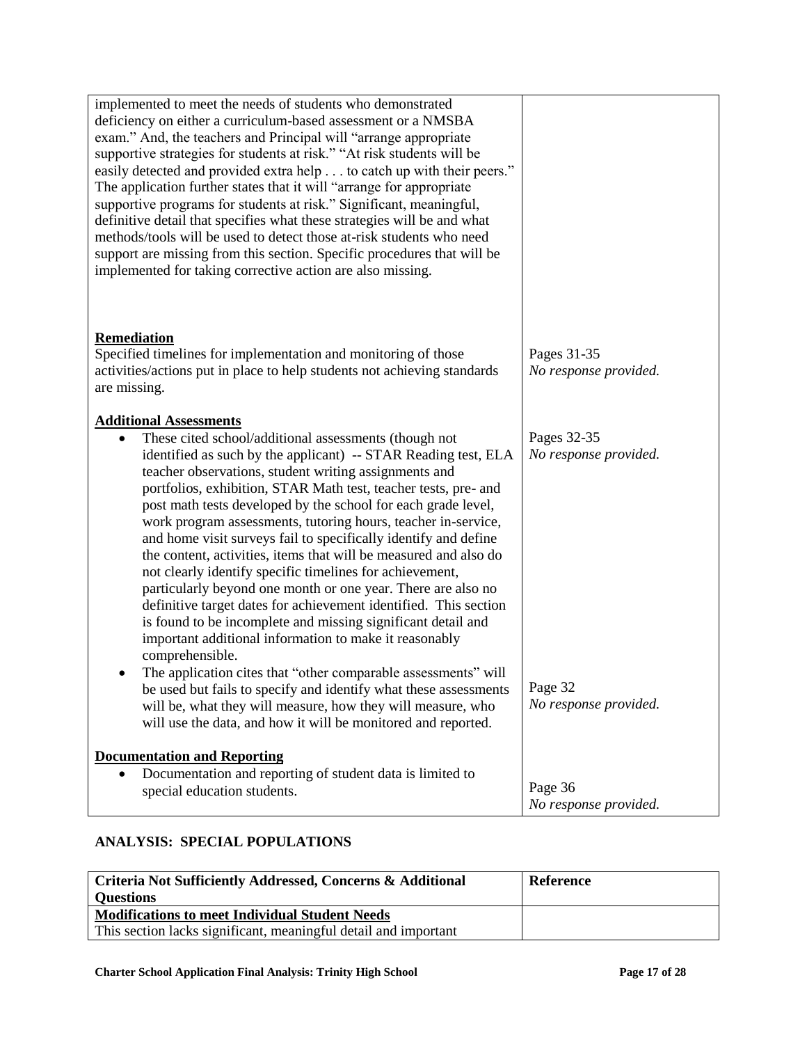| | |
|---|---|
| implemented to meet the needs of students who demonstrated deficiency on either a curriculum-based assessment or a NMSBA exam." And, the teachers and Principal will "arrange appropriate supportive strategies for students at risk." "At risk students will be easily detected and provided extra help . . . to catch up with their peers." The application further states that it will "arrange for appropriate supportive programs for students at risk." Significant, meaningful, definitive detail that specifies what these strategies will be and what methods/tools will be used to detect those at-risk students who need support are missing from this section. Specific procedures that will be implemented for taking corrective action are also missing. | |
| **<u>Remediation</u>**<br>Specified timelines for implementation and monitoring of those activities/actions put in place to help students not achieving standards are missing. | Pages 31-35<br>*No response provided.* |
| **<u>Additional Assessments</u>**<br>• These cited school/additional assessments (though not identified as such by the applicant) -- STAR Reading test, ELA teacher observations, student writing assignments and portfolios, exhibition, STAR Math test, teacher tests, pre- and post math tests developed by the school for each grade level, work program assessments, tutoring hours, teacher in-service, and home visit surveys fail to specifically identify and define the content, activities, items that will be measured and also do not clearly identify specific timelines for achievement, particularly beyond one month or one year. There are also no definitive target dates for achievement identified. This section is found to be incomplete and missing significant detail and important additional information to make it reasonably comprehensible. | Pages 32-35<br>*No response provided.* |
| • The application cites that "other comparable assessments" will be used but fails to specify and identify what these assessments will be, what they will measure, how they will measure, who will use the data, and how it will be monitored and reported. | Page 32<br>*No response provided.* |
| **<u>Documentation and Reporting</u>**<br>• Documentation and reporting of student data is limited to special education students. | Page 36<br>*No response provided.* |

## ANALYSIS: SPECIAL POPULATIONS

| Criteria Not Sufficiently Addressed, Concerns & Additional Questions | Reference |
|---|---|
| **<u>Modifications to meet Individual Student Needs</u>**<br>This section lacks significant, meaningful detail and important | |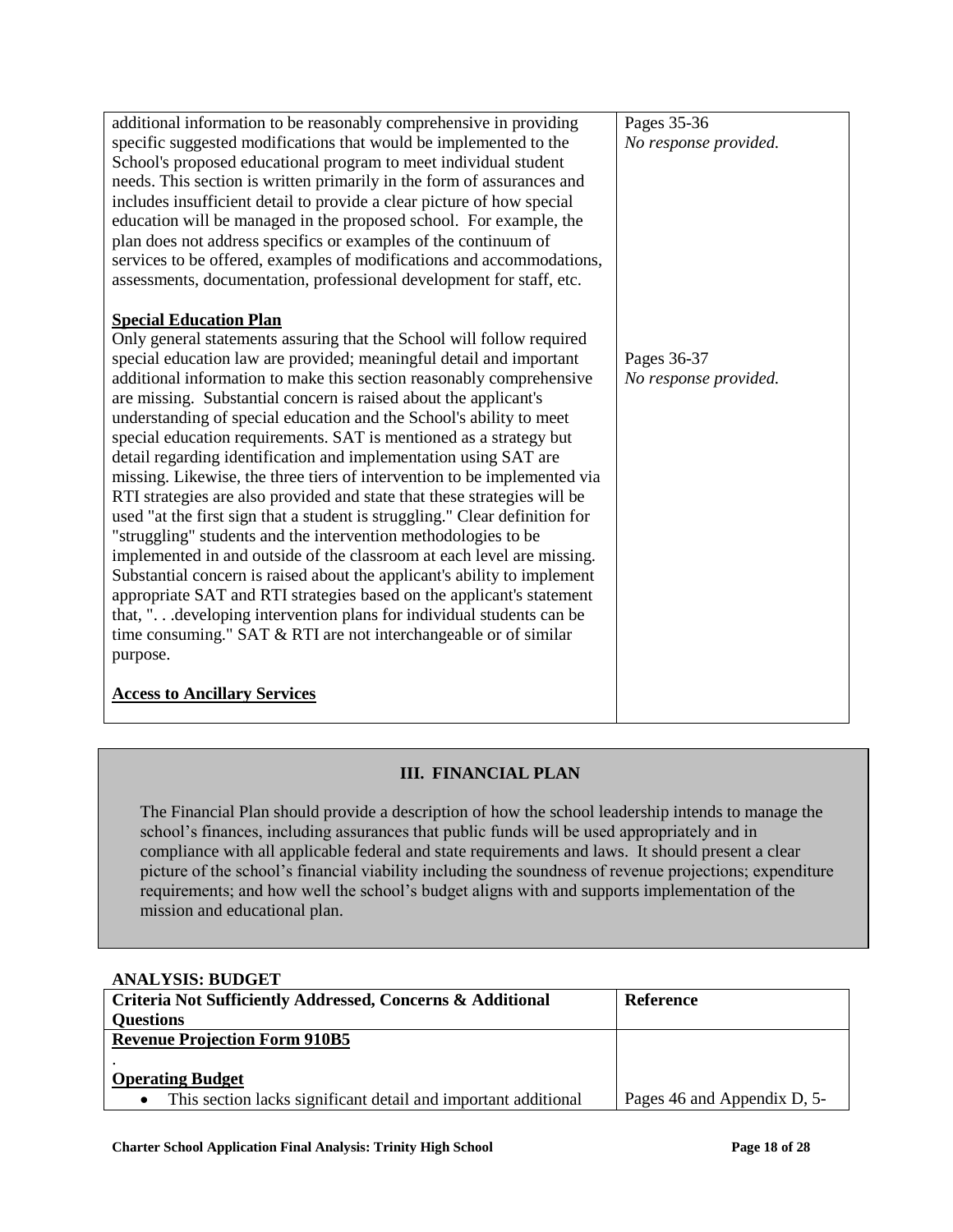| | |
|---|---|
| additional information to be reasonably comprehensive in providing specific suggested modifications that would be implemented to the School's proposed educational program to meet individual student needs. This section is written primarily in the form of assurances and includes insufficient detail to provide a clear picture of how special education will be managed in the proposed school. For example, the plan does not address specifics or examples of the continuum of services to be offered, examples of modifications and accommodations, assessments, documentation, professional development for staff, etc. | Pages 35-36<br>*No response provided.* |
| **Special Education Plan**<br>Only general statements assuring that the School will follow required special education law are provided; meaningful detail and important additional information to make this section reasonably comprehensive are missing. Substantial concern is raised about the applicant's understanding of special education and the School's ability to meet special education requirements. SAT is mentioned as a strategy but detail regarding identification and implementation using SAT are missing. Likewise, the three tiers of intervention to be implemented via RTI strategies are also provided and state that these strategies will be used "at the first sign that a student is struggling." Clear definition for "struggling" students and the intervention methodologies to be implemented in and outside of the classroom at each level are missing. Substantial concern is raised about the applicant's ability to implement appropriate SAT and RTI strategies based on the applicant's statement that, ". . .developing intervention plans for individual students can be time consuming." SAT & RTI are not interchangeable or of similar purpose. | Pages 36-37<br>*No response provided.* |
| **Access to Ancillary Services** | |

## III. FINANCIAL PLAN

The Financial Plan should provide a description of how the school leadership intends to manage the school's finances, including assurances that public funds will be used appropriately and in compliance with all applicable federal and state requirements and laws. It should present a clear picture of the school's financial viability including the soundness of revenue projections; expenditure requirements; and how well the school's budget aligns with and supports implementation of the mission and educational plan.

**ANALYSIS: BUDGET**

| Criteria Not Sufficiently Addressed, Concerns & Additional Questions | Reference |
|---|---|
| **Revenue Projection Form 910B5**<br>. | |
| **Operating Budget**<br>• This section lacks significant detail and important additional | Pages 46 and Appendix D, 5- |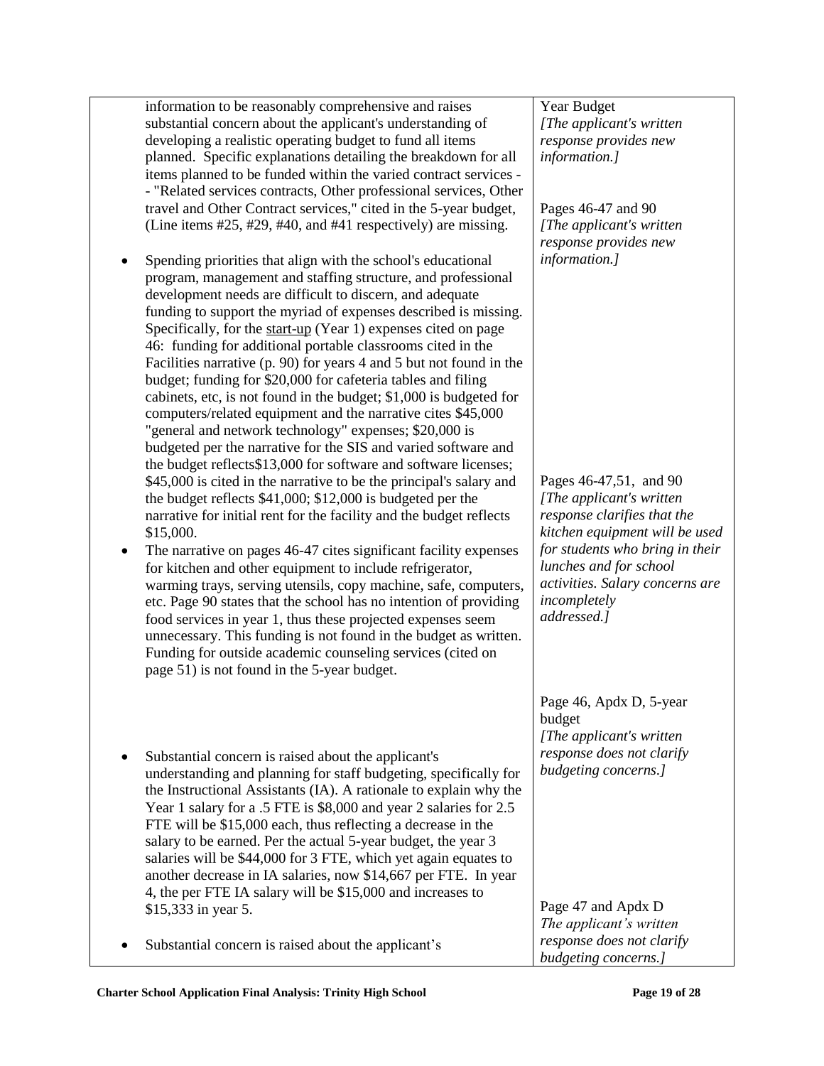| | |
|---|---|
| information to be reasonably comprehensive and raises substantial concern about the applicant's understanding of developing a realistic operating budget to fund all items planned. Specific explanations detailing the breakdown for all items planned to be funded within the varied contract services -- "Related services contracts, Other professional services, Other travel and Other Contract services," cited in the 5-year budget, (Line items #25, #29, #40, and #41 respectively) are missing. | Year Budget *[The applicant's written response provides new information.]* |
| • Spending priorities that align with the school's educational program, management and staffing structure, and professional development needs are difficult to discern, and adequate funding to support the myriad of expenses described is missing. Specifically, for the start-up (Year 1) expenses cited on page 46: funding for additional portable classrooms cited in the Facilities narrative (p. 90) for years 4 and 5 but not found in the budget; funding for \$20,000 for cafeteria tables and filing cabinets, etc, is not found in the budget; \$1,000 is budgeted for computers/related equipment and the narrative cites \$45,000 "general and network technology" expenses; \$20,000 is budgeted per the narrative for the SIS and varied software and the budget reflects\$13,000 for software and software licenses; \$45,000 is cited in the narrative to be the principal's salary and the budget reflects \$41,000; \$12,000 is budgeted per the narrative for initial rent for the facility and the budget reflects \$15,000. | Pages 46-47 and 90 *[The applicant's written response provides new information.]* |
| • The narrative on pages 46-47 cites significant facility expenses for kitchen and other equipment to include refrigerator, warming trays, serving utensils, copy machine, safe, computers, etc. Page 90 states that the school has no intention of providing food services in year 1, thus these projected expenses seem unnecessary. This funding is not found in the budget as written. Funding for outside academic counseling services (cited on page 51) is not found in the 5-year budget. | Pages 46-47,51, and 90 *[The applicant's written response clarifies that the kitchen equipment will be used for students who bring in their lunches and for school activities. Salary concerns are incompletely addressed.]* |
| • Substantial concern is raised about the applicant's understanding and planning for staff budgeting, specifically for the Instructional Assistants (IA). A rationale to explain why the Year 1 salary for a .5 FTE is \$8,000 and year 2 salaries for 2.5 FTE will be \$15,000 each, thus reflecting a decrease in the salary to be earned. Per the actual 5-year budget, the year 3 salaries will be \$44,000 for 3 FTE, which yet again equates to another decrease in IA salaries, now \$14,667 per FTE. In year 4, the per FTE IA salary will be \$15,000 and increases to \$15,333 in year 5. | Page 46, Apdx D, 5-year budget *[The applicant's written response does not clarify budgeting concerns.]* |
| • Substantial concern is raised about the applicant's | Page 47 and Apdx D *The applicant's written response does not clarify budgeting concerns.]* |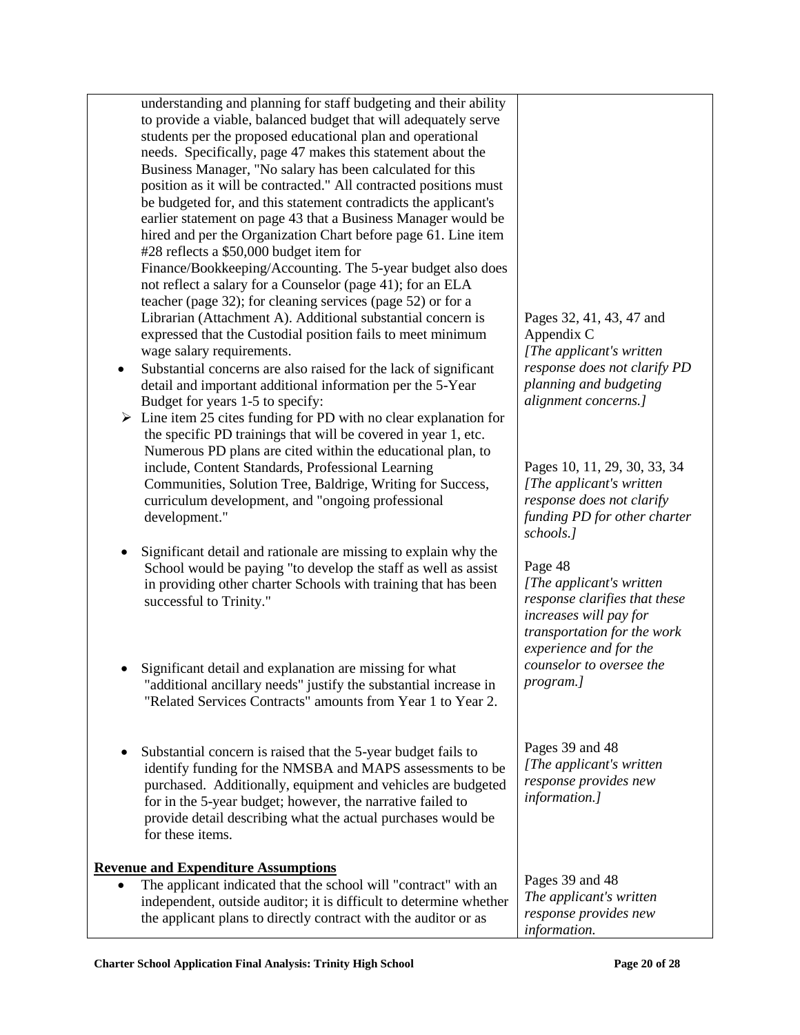| | |
|---|---|
| understanding and planning for staff budgeting and their ability to provide a viable, balanced budget that will adequately serve students per the proposed educational plan and operational needs. Specifically, page 47 makes this statement about the Business Manager, "No salary has been calculated for this position as it will be contracted." All contracted positions must be budgeted for, and this statement contradicts the applicant's earlier statement on page 43 that a Business Manager would be hired and per the Organization Chart before page 61. Line item #28 reflects a $50,000 budget item for Finance/Bookkeeping/Accounting. The 5-year budget also does not reflect a salary for a Counselor (page 41); for an ELA teacher (page 32); for cleaning services (page 52) or for a Librarian (Attachment A). Additional substantial concern is expressed that the Custodial position fails to meet minimum wage salary requirements. | Pages 32, 41, 43, 47 and Appendix C *[The applicant's written response does not clarify PD planning and budgeting alignment concerns.]* |
| • Substantial concerns are also raised for the lack of significant detail and important additional information per the 5-Year Budget for years 1-5 to specify: <br> ➢ Line item 25 cites funding for PD with no clear explanation for the specific PD trainings that will be covered in year 1, etc. Numerous PD plans are cited within the educational plan, to include, Content Standards, Professional Learning Communities, Solution Tree, Baldrige, Writing for Success, curriculum development, and "ongoing professional development." | Pages 10, 11, 29, 30, 33, 34 *[The applicant's written response does not clarify funding PD for other charter schools.]* |
| • Significant detail and rationale are missing to explain why the School would be paying "to develop the staff as well as assist in providing other charter Schools with training that has been successful to Trinity." | Page 48 *[The applicant's written response clarifies that these increases will pay for transportation for the work experience and for the counselor to oversee the program.]* |
| • Significant detail and explanation are missing for what "additional ancillary needs" justify the substantial increase in "Related Services Contracts" amounts from Year 1 to Year 2. | |
| • Substantial concern is raised that the 5-year budget fails to identify funding for the NMSBA and MAPS assessments to be purchased. Additionally, equipment and vehicles are budgeted for in the 5-year budget; however, the narrative failed to provide detail describing what the actual purchases would be for these items. | Pages 39 and 48 *[The applicant's written response provides new information.]* |
| **Revenue and Expenditure Assumptions** <br> • The applicant indicated that the school will "contract" with an independent, outside auditor; it is difficult to determine whether the applicant plans to directly contract with the auditor or as | Pages 39 and 48 *The applicant's written response provides new information.* |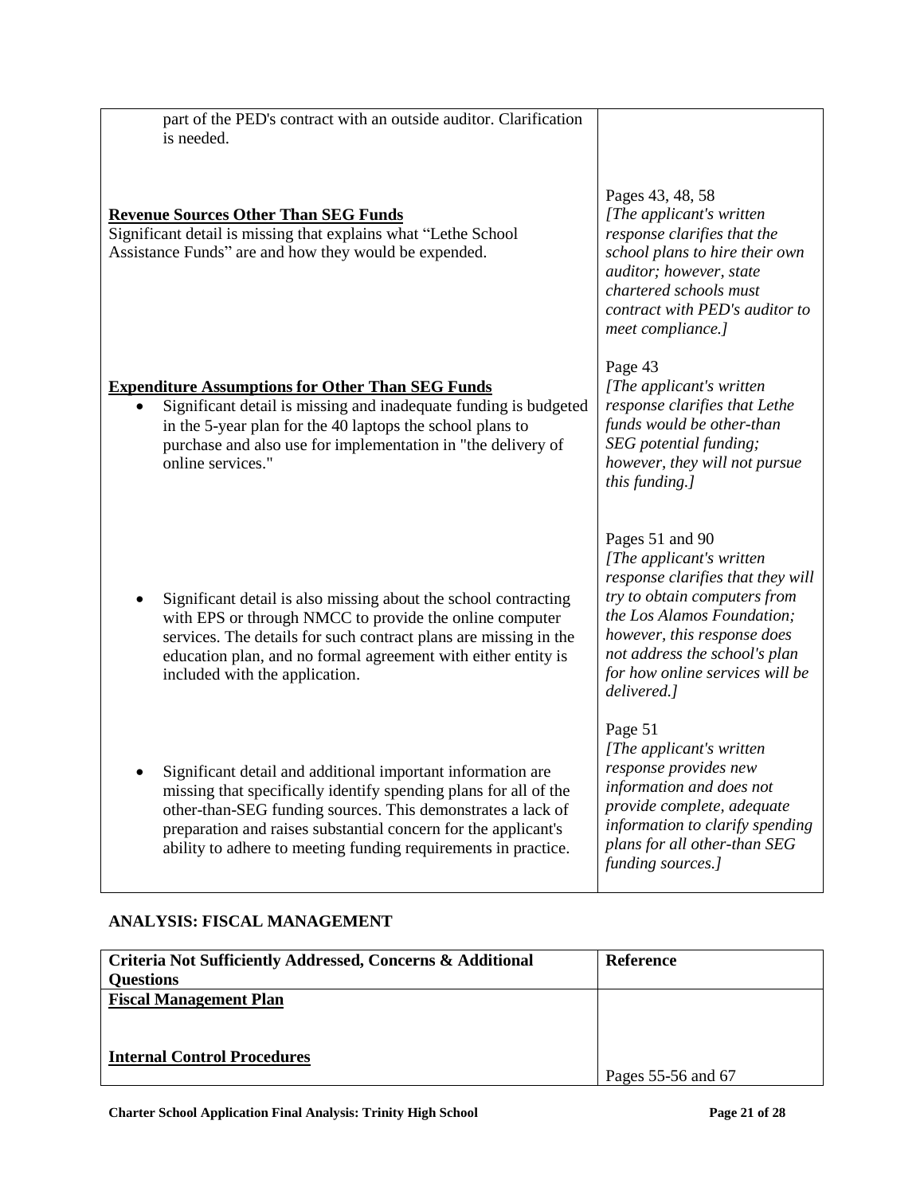| | |
|---|---|
| part of the PED's contract with an outside auditor. Clarification is needed. | |
| **Revenue Sources Other Than SEG Funds**<br>Significant detail is missing that explains what "Lethe School Assistance Funds" are and how they would be expended. | Pages 43, 48, 58<br>*[The applicant's written response clarifies that the school plans to hire their own auditor; however, state chartered schools must contract with PED's auditor to meet compliance.]* |
| **Expenditure Assumptions for Other Than SEG Funds**<br>• Significant detail is missing and inadequate funding is budgeted in the 5-year plan for the 40 laptops the school plans to purchase and also use for implementation in "the delivery of online services." | Page 43<br>*[The applicant's written response clarifies that Lethe funds would be other-than SEG potential funding; however, they will not pursue this funding.]* |
| • Significant detail is also missing about the school contracting with EPS or through NMCC to provide the online computer services. The details for such contract plans are missing in the education plan, and no formal agreement with either entity is included with the application. | Pages 51 and 90<br>*[The applicant's written response clarifies that they will try to obtain computers from the Los Alamos Foundation; however, this response does not address the school's plan for how online services will be delivered.]* |
| • Significant detail and additional important information are missing that specifically identify spending plans for all of the other-than-SEG funding sources. This demonstrates a lack of preparation and raises substantial concern for the applicant's ability to adhere to meeting funding requirements in practice. | Page 51<br>*[The applicant's written response provides new information and does not provide complete, adequate information to clarify spending plans for all other-than SEG funding sources.]* |

### ANALYSIS: FISCAL MANAGEMENT

| Criteria Not Sufficiently Addressed, Concerns & Additional Questions | Reference |
|---|---|
| **Fiscal Management Plan**<br><br>**Internal Control Procedures** | Pages 55-56 and 67 |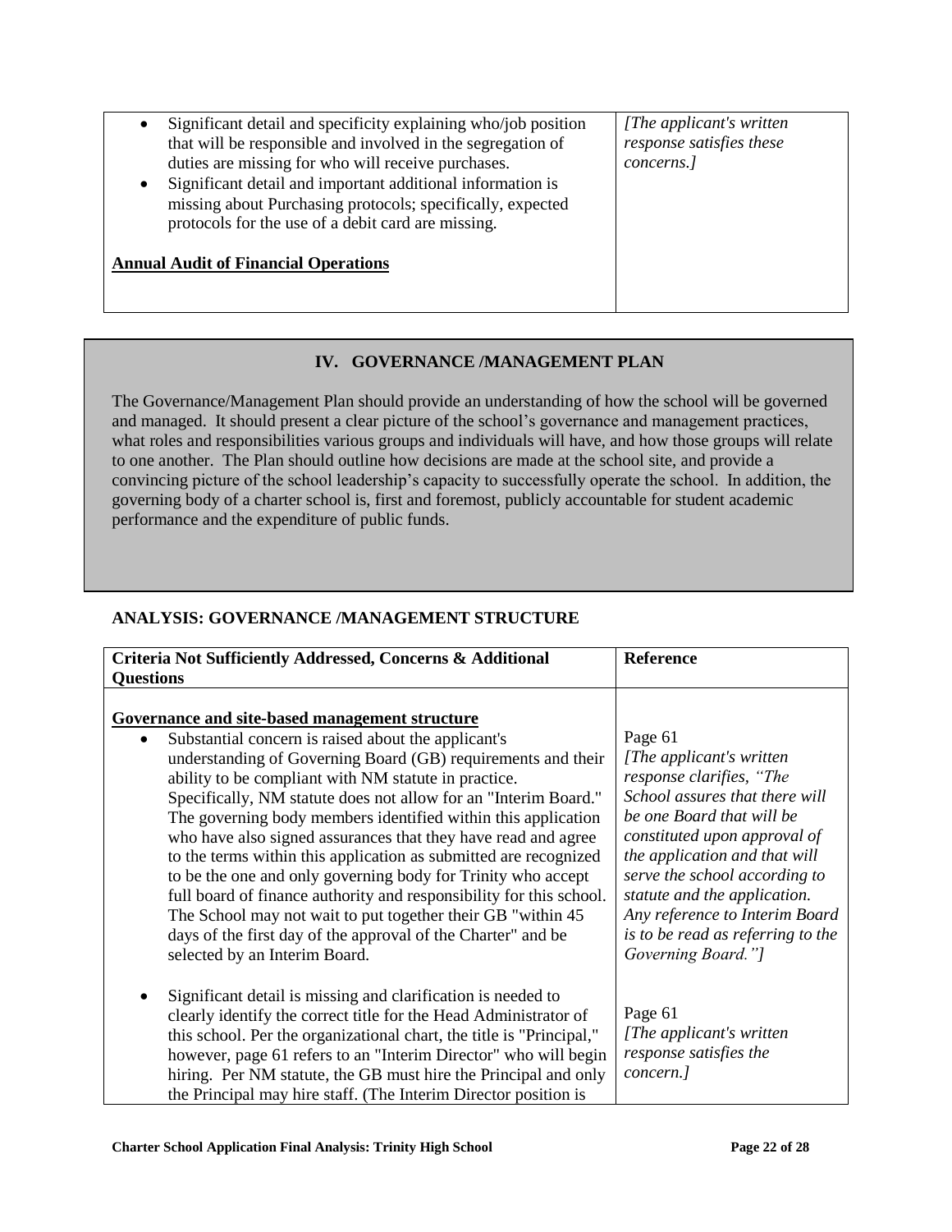| | |
|---|---|
| • Significant detail and specificity explaining who/job position that will be responsible and involved in the segregation of duties are missing for who will receive purchases.<br>• Significant detail and important additional information is missing about Purchasing protocols; specifically, expected protocols for the use of a debit card are missing.<br><br>**Annual Audit of Financial Operations** | *[The applicant's written response satisfies these concerns.]* |

## IV. GOVERNANCE /MANAGEMENT PLAN

The Governance/Management Plan should provide an understanding of how the school will be governed and managed. It should present a clear picture of the school's governance and management practices, what roles and responsibilities various groups and individuals will have, and how those groups will relate to one another. The Plan should outline how decisions are made at the school site, and provide a convincing picture of the school leadership's capacity to successfully operate the school. In addition, the governing body of a charter school is, first and foremost, publicly accountable for student academic performance and the expenditure of public funds.

### ANALYSIS: GOVERNANCE /MANAGEMENT STRUCTURE

| Criteria Not Sufficiently Addressed, Concerns & Additional Questions | Reference |
|---|---|
| **Governance and site-based management structure**<br>• Substantial concern is raised about the applicant's understanding of Governing Board (GB) requirements and their ability to be compliant with NM statute in practice. Specifically, NM statute does not allow for an "Interim Board." The governing body members identified within this application who have also signed assurances that they have read and agree to the terms within this application as submitted are recognized to be the one and only governing body for Trinity who accept full board of finance authority and responsibility for this school. The School may not wait to put together their GB "within 45 days of the first day of the approval of the Charter" and be selected by an Interim Board. | Page 61<br>*[The applicant's written response clarifies, "The School assures that there will be one Board that will be constituted upon approval of the application and that will serve the school according to statute and the application. Any reference to Interim Board is to be read as referring to the Governing Board."]* |
| • Significant detail is missing and clarification is needed to clearly identify the correct title for the Head Administrator of this school. Per the organizational chart, the title is "Principal," however, page 61 refers to an "Interim Director" who will begin hiring. Per NM statute, the GB must hire the Principal and only the Principal may hire staff. (The Interim Director position is | Page 61<br>*[The applicant's written response satisfies the concern.]* |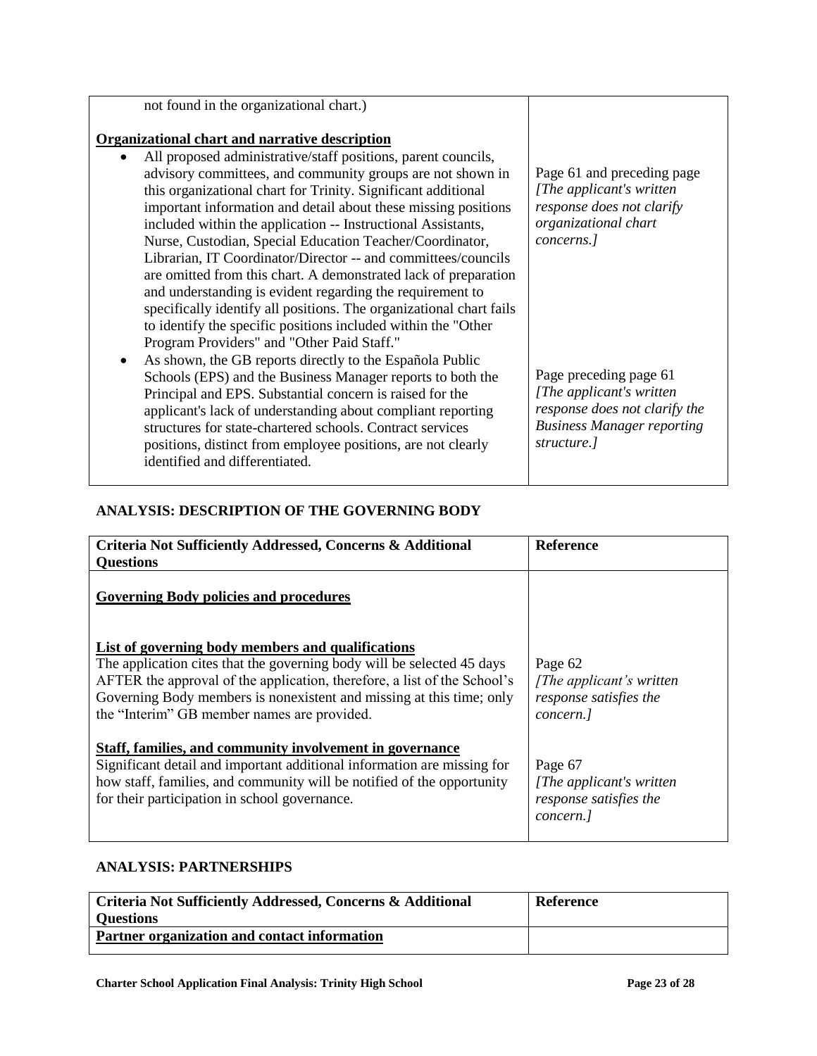| | |
|---|---|
| not found in the organizational chart.)<br><br>**Organizational chart and narrative description**<br>• All proposed administrative/staff positions, parent councils, advisory committees, and community groups are not shown in this organizational chart for Trinity. Significant additional important information and detail about these missing positions included within the application -- Instructional Assistants, Nurse, Custodian, Special Education Teacher/Coordinator, Librarian, IT Coordinator/Director -- and committees/councils are omitted from this chart. A demonstrated lack of preparation and understanding is evident regarding the requirement to specifically identify all positions. The organizational chart fails to identify the specific positions included within the "Other Program Providers" and "Other Paid Staff."<br>• As shown, the GB reports directly to the Española Public Schools (EPS) and the Business Manager reports to both the Principal and EPS. Substantial concern is raised for the applicant's lack of understanding about compliant reporting structures for state-chartered schools. Contract services positions, distinct from employee positions, are not clearly identified and differentiated. | Page 61 and preceding page *[The applicant's written response does not clarify organizational chart concerns.]*<br><br>Page preceding page 61 *[The applicant's written response does not clarify the Business Manager reporting structure.]* |

## ANALYSIS: DESCRIPTION OF THE GOVERNING BODY

| Criteria Not Sufficiently Addressed, Concerns & Additional Questions | Reference |
|---|---|
| **Governing Body policies and procedures**<br><br>**List of governing body members and qualifications**<br>The application cites that the governing body will be selected 45 days AFTER the approval of the application, therefore, a list of the School's Governing Body members is nonexistent and missing at this time; only the "Interim" GB member names are provided.<br><br>**Staff, families, and community involvement in governance**<br>Significant detail and important additional information are missing for how staff, families, and community will be notified of the opportunity for their participation in school governance. | Page 62 *[The applicant's written response satisfies the concern.]*<br><br>Page 67 *[The applicant's written response satisfies the concern.]* |

## ANALYSIS: PARTNERSHIPS

| Criteria Not Sufficiently Addressed, Concerns & Additional Questions | Reference |
|---|---|
| **Partner organization and contact information** | |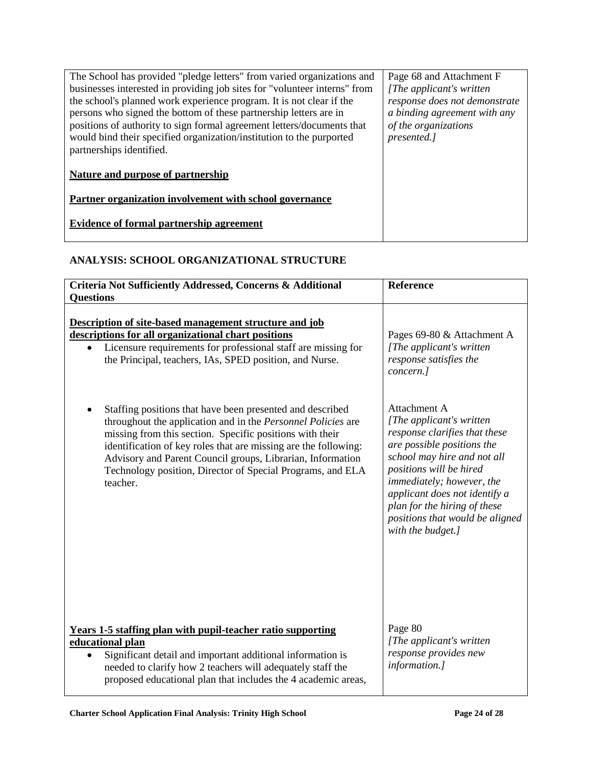| | |
|---|---|
| The School has provided "pledge letters" from varied organizations and businesses interested in providing job sites for "volunteer interns" from the school's planned work experience program. It is not clear if the persons who signed the bottom of these partnership letters are in positions of authority to sign formal agreement letters/documents that would bind their specified organization/institution to the purported partnerships identified.<br><br>**Nature and purpose of partnership**<br><br>**Partner organization involvement with school governance**<br><br>**Evidence of formal partnership agreement** | Page 68 and Attachment F<br>*[The applicant's written response does not demonstrate a binding agreement with any of the organizations presented.]* |

## ANALYSIS: SCHOOL ORGANIZATIONAL STRUCTURE

| Criteria Not Sufficiently Addressed, Concerns & Additional Questions | Reference |
|---|---|
| **Description of site-based management structure and job descriptions for all organizational chart positions**<br>• Licensure requirements for professional staff are missing for the Principal, teachers, IAs, SPED position, and Nurse. | Pages 69-80 & Attachment A<br>*[The applicant's written response satisfies the concern.]* |
| • Staffing positions that have been presented and described throughout the application and in the *Personnel Policies* are missing from this section. Specific positions with their identification of key roles that are missing are the following: Advisory and Parent Council groups, Librarian, Information Technology position, Director of Special Programs, and ELA teacher. | Attachment A<br>*[The applicant's written response clarifies that these are possible positions the school may hire and not all positions will be hired immediately; however, the applicant does not identify a plan for the hiring of these positions that would be aligned with the budget.]* |
| **Years 1-5 staffing plan with pupil-teacher ratio supporting educational plan**<br>• Significant detail and important additional information is needed to clarify how 2 teachers will adequately staff the proposed educational plan that includes the 4 academic areas, | Page 80<br>*[The applicant's written response provides new information.]* |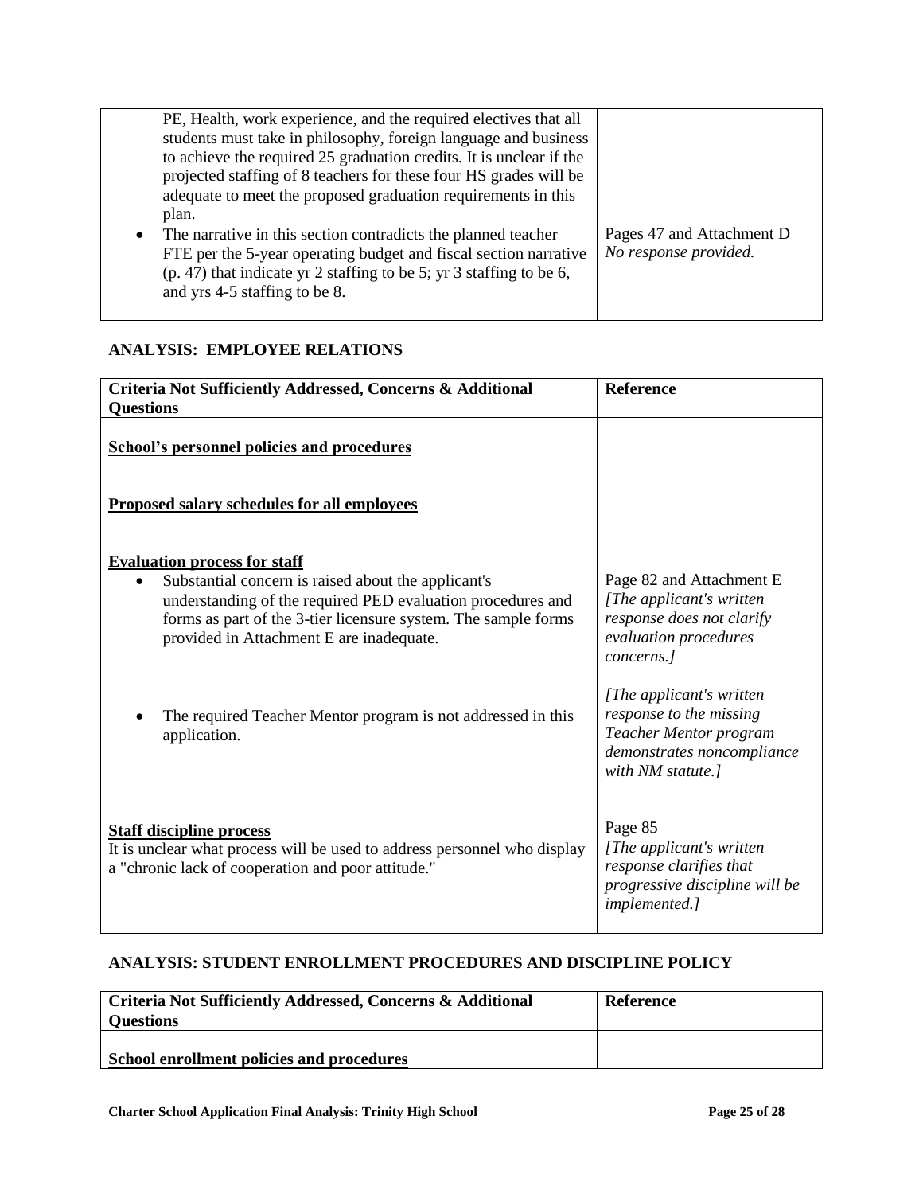| | |
|---|---|
| PE, Health, work experience, and the required electives that all students must take in philosophy, foreign language and business to achieve the required 25 graduation credits. It is unclear if the projected staffing of 8 teachers for these four HS grades will be adequate to meet the proposed graduation requirements in this plan.<br>• The narrative in this section contradicts the planned teacher FTE per the 5-year operating budget and fiscal section narrative (p. 47) that indicate yr 2 staffing to be 5; yr 3 staffing to be 6, and yrs 4-5 staffing to be 8. | Pages 47 and Attachment D<br>*No response provided.* |

## ANALYSIS: EMPLOYEE RELATIONS

| Criteria Not Sufficiently Addressed, Concerns & Additional Questions | Reference |
|---|---|
| **School's personnel policies and procedures** | |
| **Proposed salary schedules for all employees** | |
| **Evaluation process for staff**<br>• Substantial concern is raised about the applicant's understanding of the required PED evaluation procedures and forms as part of the 3-tier licensure system. The sample forms provided in Attachment E are inadequate. | Page 82 and Attachment E<br>*[The applicant's written response does not clarify evaluation procedures concerns.]* |
| • The required Teacher Mentor program is not addressed in this application. | *[The applicant's written response to the missing Teacher Mentor program demonstrates noncompliance with NM statute.]* |
| **Staff discipline process**<br>It is unclear what process will be used to address personnel who display a "chronic lack of cooperation and poor attitude." | Page 85<br>*[The applicant's written response clarifies that progressive discipline will be implemented.]* |

## ANALYSIS: STUDENT ENROLLMENT PROCEDURES AND DISCIPLINE POLICY

| Criteria Not Sufficiently Addressed, Concerns & Additional Questions | Reference |
|---|---|
| **School enrollment policies and procedures** | |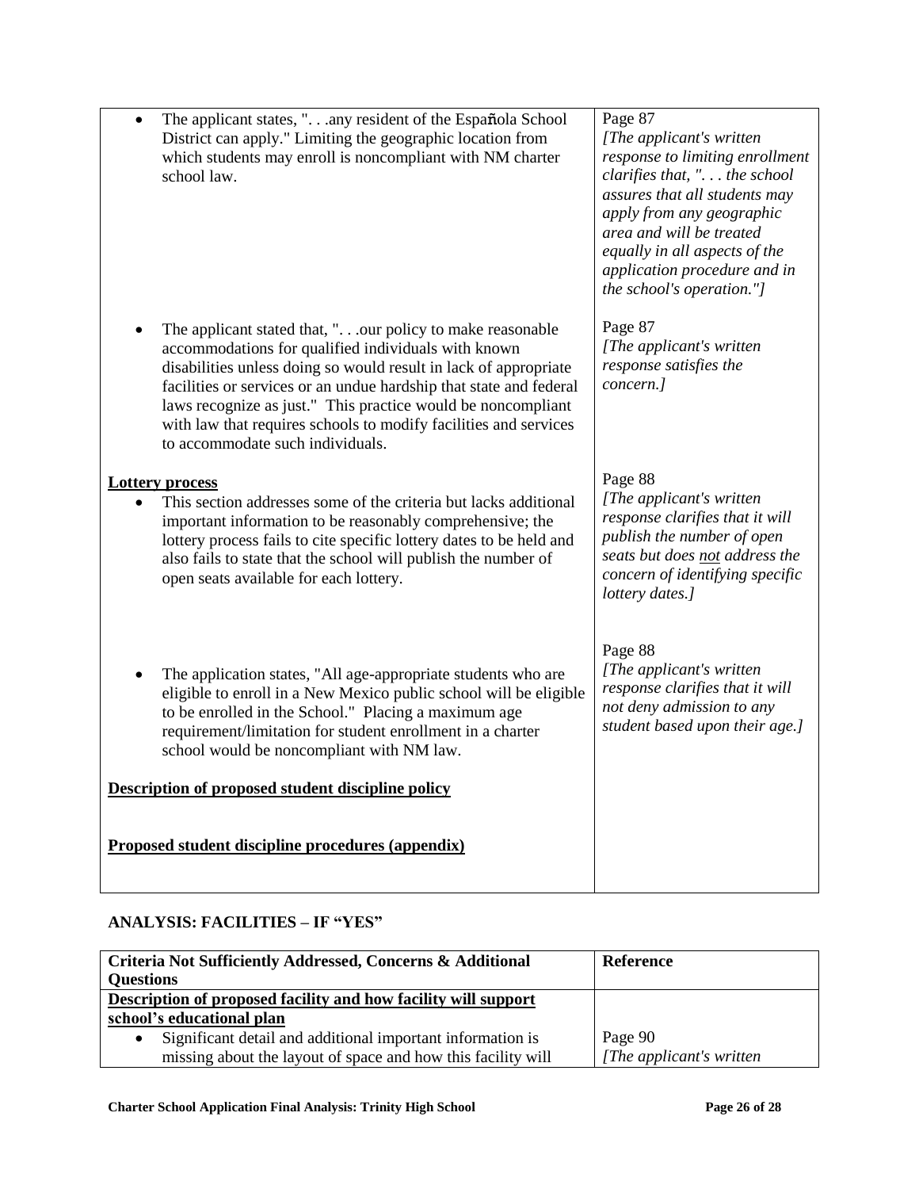| | |
|---|---|
| • The applicant states, ". . .any resident of the Española School District can apply." Limiting the geographic location from which students may enroll is noncompliant with NM charter school law. | Page 87 *[The applicant's written response to limiting enrollment clarifies that, ". . . the school assures that all students may apply from any geographic area and will be treated equally in all aspects of the application procedure and in the school's operation."]* |
| • The applicant stated that, ". . .our policy to make reasonable accommodations for qualified individuals with known disabilities unless doing so would result in lack of appropriate facilities or services or an undue hardship that state and federal laws recognize as just." This practice would be noncompliant with law that requires schools to modify facilities and services to accommodate such individuals. | Page 87 *[The applicant's written response satisfies the concern.]* |
| **Lottery process** • This section addresses some of the criteria but lacks additional important information to be reasonably comprehensive; the lottery process fails to cite specific lottery dates to be held and also fails to state that the school will publish the number of open seats available for each lottery. | Page 88 *[The applicant's written response clarifies that it will publish the number of open seats but does not address the concern of identifying specific lottery dates.]* |
| • The application states, "All age-appropriate students who are eligible to enroll in a New Mexico public school will be eligible to be enrolled in the School." Placing a maximum age requirement/limitation for student enrollment in a charter school would be noncompliant with NM law. | Page 88 *[The applicant's written response clarifies that it will not deny admission to any student based upon their age.]* |
| **Description of proposed student discipline policy** | |
| **Proposed student discipline procedures (appendix)** | |

## ANALYSIS: FACILITIES – IF "YES"

| Criteria Not Sufficiently Addressed, Concerns & Additional Questions | Reference |
|---|---|
| **Description of proposed facility and how facility will support school's educational plan** | |
| • Significant detail and additional important information is missing about the layout of space and how this facility will | Page 90 *[The applicant's written* |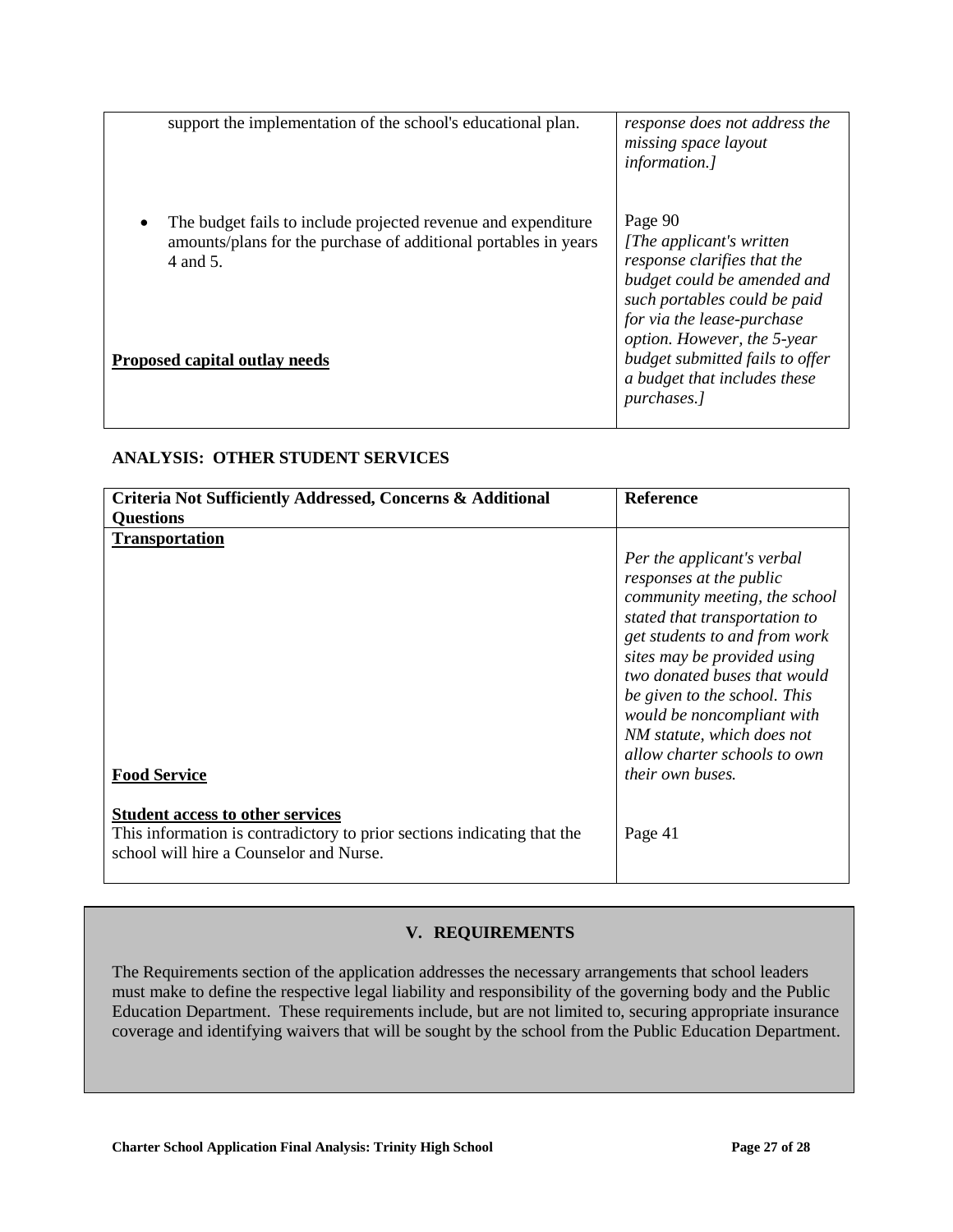| | |
|---|---|
| support the implementation of the school's educational plan. | *response does not address the missing space layout information.]* |
| • The budget fails to include projected revenue and expenditure amounts/plans for the purchase of additional portables in years 4 and 5. | Page 90 *[The applicant's written response clarifies that the budget could be amended and such portables could be paid for via the lease-purchase option. However, the 5-year budget submitted fails to offer a budget that includes these purchases.]* |
| **Proposed capital outlay needs** | |

**ANALYSIS: OTHER STUDENT SERVICES**

| Criteria Not Sufficiently Addressed, Concerns & Additional Questions | Reference |
|---|---|
| **Transportation** | *Per the applicant's verbal responses at the public community meeting, the school stated that transportation to get students to and from work sites may be provided using two donated buses that would be given to the school. This would be noncompliant with NM statute, which does not allow charter schools to own their own buses.* |
| **Food Service** | |
| **Student access to other services** This information is contradictory to prior sections indicating that the school will hire a Counselor and Nurse. | Page 41 |

## V. REQUIREMENTS

The Requirements section of the application addresses the necessary arrangements that school leaders must make to define the respective legal liability and responsibility of the governing body and the Public Education Department. These requirements include, but are not limited to, securing appropriate insurance coverage and identifying waivers that will be sought by the school from the Public Education Department.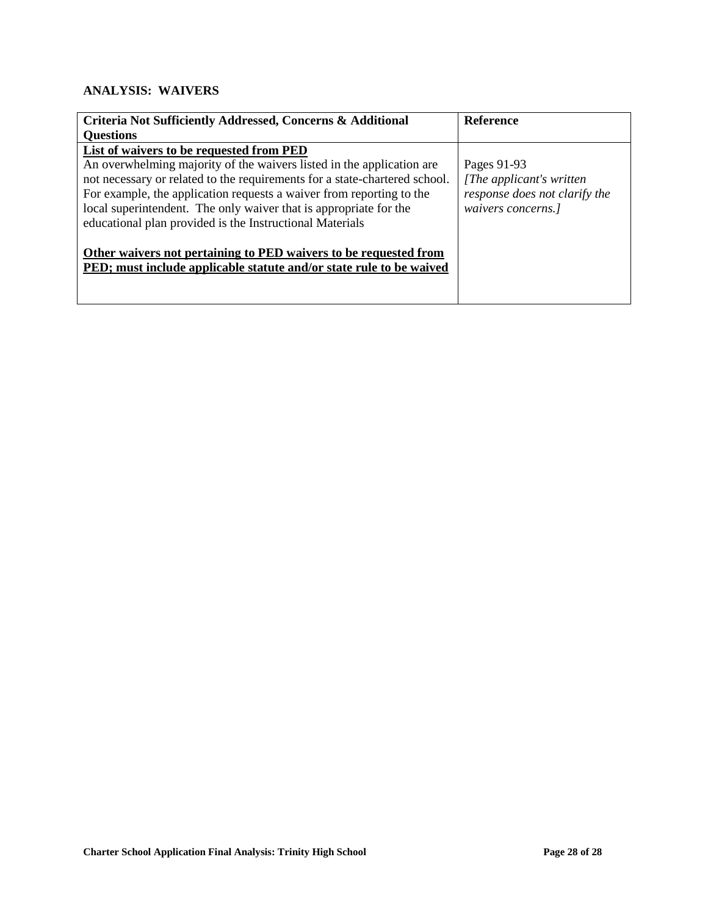**ANALYSIS: WAIVERS**

| Criteria Not Sufficiently Addressed, Concerns & Additional Questions | Reference |
|---|---|
| **<u>List of waivers to be requested from PED</u>**<br>An overwhelming majority of the waivers listed in the application are not necessary or related to the requirements for a state-chartered school. For example, the application requests a waiver from reporting to the local superintendent. The only waiver that is appropriate for the educational plan provided is the Instructional Materials<br><br>**<u>Other waivers not pertaining to PED waivers to be requested from PED; must include applicable statute and/or state rule to be waived</u>** | Pages 91-93<br>*[The applicant's written response does not clarify the waivers concerns.]* |